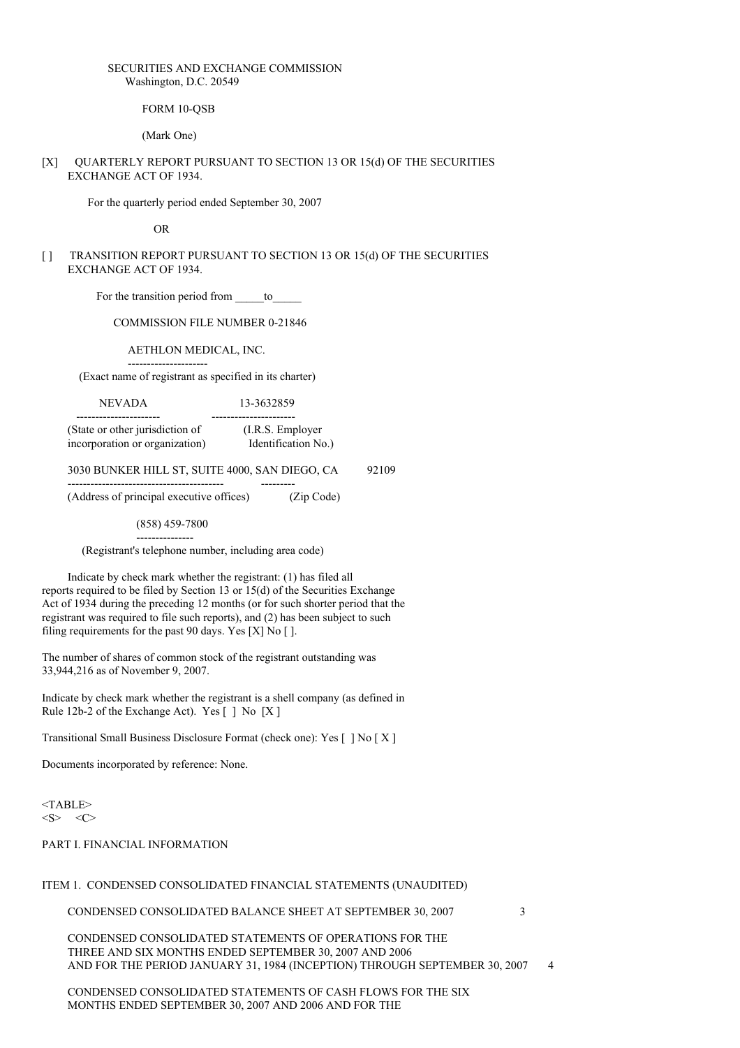SECURITIES AND EXCHANGE COMMISSION
Washington, D.C. 20549

FORM 10-QSB

(Mark One)

[X] QUARTERLY REPORT PURSUANT TO SECTION 13 OR 15(d) OF THE SECURITIES EXCHANGE ACT OF 1934.

For the quarterly period ended September 30, 2007

OR

[ ] TRANSITION REPORT PURSUANT TO SECTION 13 OR 15(d) OF THE SECURITIES EXCHANGE ACT OF 1934.

For the transition period from _____to_____

COMMISSION FILE NUMBER 0-21846

AETHLON MEDICAL, INC.

(Exact name of registrant as specified in its charter)

| NEVADA | 13-3632859 |
|---|---|
| (State or other jurisdiction of incorporation or organization) | (I.R.S. Employer Identification No.) |

| 3030 BUNKER HILL ST, SUITE 4000, SAN DIEGO, CA | 92109 |
|---|---|
| (Address of principal executive offices) | (Zip Code) |

(858) 459-7800

(Registrant's telephone number, including area code)

Indicate by check mark whether the registrant: (1) has filed all reports required to be filed by Section 13 or 15(d) of the Securities Exchange Act of 1934 during the preceding 12 months (or for such shorter period that the registrant was required to file such reports), and (2) has been subject to such filing requirements for the past 90 days. Yes [X] No [ ].

The number of shares of common stock of the registrant outstanding was 33,944,216 as of November 9, 2007.

Indicate by check mark whether the registrant is a shell company (as defined in Rule 12b-2 of the Exchange Act). Yes [ ] No [X ]

Transitional Small Business Disclosure Format (check one): Yes [ ] No [ X ]

Documents incorporated by reference: None.

PART I. FINANCIAL INFORMATION

ITEM 1. CONDENSED CONSOLIDATED FINANCIAL STATEMENTS (UNAUDITED)

| | |
|---|---|
| CONDENSED CONSOLIDATED BALANCE SHEET AT SEPTEMBER 30, 2007 | 3 |
| CONDENSED CONSOLIDATED STATEMENTS OF OPERATIONS FOR THE THREE AND SIX MONTHS ENDED SEPTEMBER 30, 2007 AND 2006 AND FOR THE PERIOD JANUARY 31, 1984 (INCEPTION) THROUGH SEPTEMBER 30, 2007 | 4 |
| CONDENSED CONSOLIDATED STATEMENTS OF CASH FLOWS FOR THE SIX MONTHS ENDED SEPTEMBER 30, 2007 AND 2006 AND FOR THE | |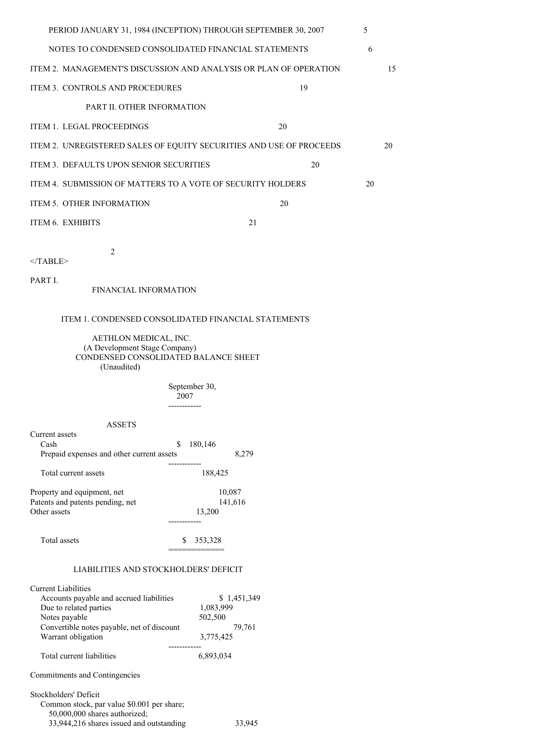| | |
|---|---|
| PERIOD JANUARY 31, 1984 (INCEPTION) THROUGH SEPTEMBER 30, 2007 | 5 |
| NOTES TO CONDENSED CONSOLIDATED FINANCIAL STATEMENTS | 6 |
| ITEM 2. MANAGEMENT'S DISCUSSION AND ANALYSIS OR PLAN OF OPERATION | 15 |
| ITEM 3. CONTROLS AND PROCEDURES | 19 |
| PART II. OTHER INFORMATION | |
| ITEM 1. LEGAL PROCEEDINGS | 20 |
| ITEM 2. UNREGISTERED SALES OF EQUITY SECURITIES AND USE OF PROCEEDS | 20 |
| ITEM 3. DEFAULTS UPON SENIOR SECURITIES | 20 |
| ITEM 4. SUBMISSION OF MATTERS TO A VOTE OF SECURITY HOLDERS | 20 |
| ITEM 5. OTHER INFORMATION | 20 |
| ITEM 6. EXHIBITS | 21 |

# PART I. FINANCIAL INFORMATION

## ITEM 1. CONDENSED CONSOLIDATED FINANCIAL STATEMENTS

AETHLON MEDICAL, INC.
(A Development Stage Company)
CONDENSED CONSOLIDATED BALANCE SHEET
(Unaudited)

| | September 30, 2007 |
|---|---|
| **ASSETS** | |
| Current assets | |
| Cash | $ 180,146 |
| Prepaid expenses and other current assets | 8,279 |
| Total current assets | 188,425 |
| Property and equipment, net | 10,087 |
| Patents and patents pending, net | 141,616 |
| Other assets | 13,200 |
| Total assets | $ 353,328 |
| **LIABILITIES AND STOCKHOLDERS' DEFICIT** | |
| Current Liabilities | |
| Accounts payable and accrued liabilities | $ 1,451,349 |
| Due to related parties | 1,083,999 |
| Notes payable | 502,500 |
| Convertible notes payable, net of discount | 79,761 |
| Warrant obligation | 3,775,425 |
| Total current liabilities | 6,893,034 |
| Commitments and Contingencies | |
| Stockholders' Deficit | |
| Common stock, par value $0.001 per share; 50,000,000 shares authorized; 33,944,216 shares issued and outstanding | 33,945 |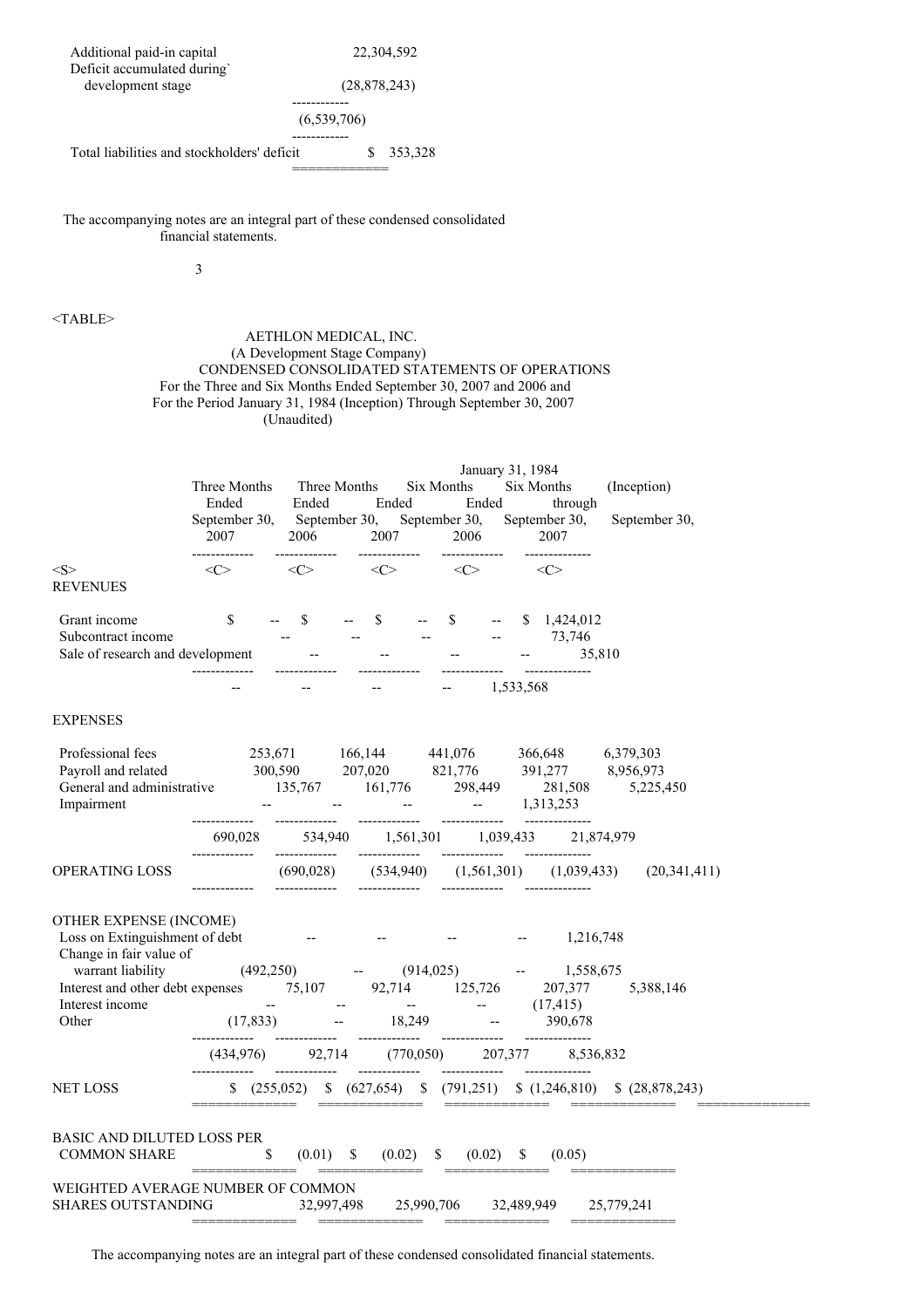| | |
|---|---|
| Additional paid-in capital | 22,304,592 |
| Deficit accumulated during development stage | (28,878,243) |
| | (6,539,706) |
| Total liabilities and stockholders' deficit | $ 353,328 |

The accompanying notes are an integral part of these condensed consolidated financial statements.

AETHLON MEDICAL, INC.
(A Development Stage Company)
CONDENSED CONSOLIDATED STATEMENTS OF OPERATIONS
For the Three and Six Months Ended September 30, 2007 and 2006 and
For the Period January 31, 1984 (Inception) Through September 30, 2007
(Unaudited)

| | Three Months Ended September 30, 2007 | Three Months Ended September 30, 2006 | Six Months Ended September 30, 2007 | Six Months Ended September 30, 2006 | January 31, 1984 (Inception) through September 30, 2007 |
|---|---|---|---|---|---|
| **REVENUES** | | | | | |
| Grant income | $ -- | $ -- | $ -- | $ -- | $ 1,424,012 |
| Subcontract income | -- | -- | -- | -- | 73,746 |
| Sale of research and development | -- | -- | -- | -- | 35,810 |
| | -- | -- | -- | -- | 1,533,568 |
| **EXPENSES** | | | | | |
| Professional fees | 253,671 | 166,144 | 441,076 | 366,648 | 6,379,303 |
| Payroll and related | 300,590 | 207,020 | 821,776 | 391,277 | 8,956,973 |
| General and administrative | 135,767 | 161,776 | 298,449 | 281,508 | 5,225,450 |
| Impairment | -- | -- | -- | -- | 1,313,253 |
| | 690,028 | 534,940 | 1,561,301 | 1,039,433 | 21,874,979 |
| **OPERATING LOSS** | (690,028) | (534,940) | (1,561,301) | (1,039,433) | (20,341,411) |
| **OTHER EXPENSE (INCOME)** | | | | | |
| Loss on Extinguishment of debt | -- | -- | -- | -- | 1,216,748 |
| Change in fair value of warrant liability | (492,250) | -- | (914,025) | -- | 1,558,675 |
| Interest and other debt expenses | 75,107 | 92,714 | 125,726 | 207,377 | 5,388,146 |
| Interest income | -- | -- | -- | -- | (17,415) |
| Other | (17,833) | -- | 18,249 | -- | 390,678 |
| | (434,976) | 92,714 | (770,050) | 207,377 | 8,536,832 |
| **NET LOSS** | $ (255,052) | $ (627,654) | $ (791,251) | $ (1,246,810) | $ (28,878,243) |
| **BASIC AND DILUTED LOSS PER COMMON SHARE** | $ (0.01) | $ (0.02) | $ (0.02) | $ (0.05) | |
| **WEIGHTED AVERAGE NUMBER OF COMMON SHARES OUTSTANDING** | 32,997,498 | 25,990,706 | 32,489,949 | 25,779,241 | |

The accompanying notes are an integral part of these condensed consolidated financial statements.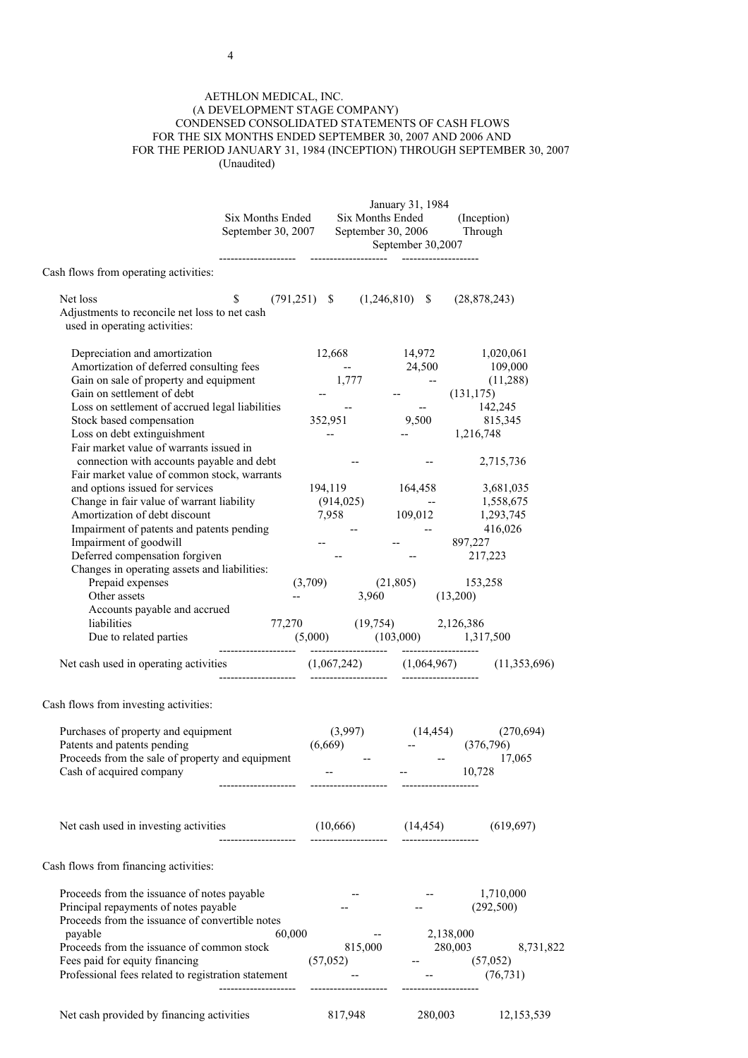AETHLON MEDICAL, INC.
(A DEVELOPMENT STAGE COMPANY)
CONDENSED CONSOLIDATED STATEMENTS OF CASH FLOWS
FOR THE SIX MONTHS ENDED SEPTEMBER 30, 2007 AND 2006 AND
FOR THE PERIOD JANUARY 31, 1984 (INCEPTION) THROUGH SEPTEMBER 30, 2007
(Unaudited)

| | Six Months Ended September 30, 2007 | Six Months Ended September 30, 2006 | January 31, 1984 (Inception) Through September 30,2007 |
|---|---|---|---|
| **Cash flows from operating activities:** | | | |
| Net loss | $ (791,251) | $ (1,246,810) | $ (28,878,243) |
| Adjustments to reconcile net loss to net cash used in operating activities: | | | |
| Depreciation and amortization | 12,668 | 14,972 | 1,020,061 |
| Amortization of deferred consulting fees | -- | 24,500 | 109,000 |
| Gain on sale of property and equipment | 1,777 | -- | (11,288) |
| Gain on settlement of debt | -- | -- | (131,175) |
| Loss on settlement of accrued legal liabilities | -- | -- | 142,245 |
| Stock based compensation | 352,951 | 9,500 | 815,345 |
| Loss on debt extinguishment | -- | -- | 1,216,748 |
| Fair market value of warrants issued in connection with accounts payable and debt | -- | -- | 2,715,736 |
| Fair market value of common stock, warrants and options issued for services | 194,119 | 164,458 | 3,681,035 |
| Change in fair value of warrant liability | (914,025) | -- | 1,558,675 |
| Amortization of debt discount | 7,958 | 109,012 | 1,293,745 |
| Impairment of patents and patents pending | -- | -- | 416,026 |
| Impairment of goodwill | -- | -- | 897,227 |
| Deferred compensation forgiven | -- | -- | 217,223 |
| Changes in operating assets and liabilities: | | | |
| Prepaid expenses | (3,709) | (21,805) | 153,258 |
| Other assets | -- | 3,960 | (13,200) |
| Accounts payable and accrued liabilities | 77,270 | (19,754) | 2,126,386 |
| Due to related parties | (5,000) | (103,000) | 1,317,500 |
| Net cash used in operating activities | (1,067,242) | (1,064,967) | (11,353,696) |
| **Cash flows from investing activities:** | | | |
| Purchases of property and equipment | (3,997) | (14,454) | (270,694) |
| Patents and patents pending | (6,669) | -- | (376,796) |
| Proceeds from the sale of property and equipment | -- | -- | 17,065 |
| Cash of acquired company | -- | -- | 10,728 |
| Net cash used in investing activities | (10,666) | (14,454) | (619,697) |
| **Cash flows from financing activities:** | | | |
| Proceeds from the issuance of notes payable | -- | -- | 1,710,000 |
| Principal repayments of notes payable | -- | -- | (292,500) |
| Proceeds from the issuance of convertible notes payable | 60,000 | -- | 2,138,000 |
| Proceeds from the issuance of common stock | 815,000 | 280,003 | 8,731,822 |
| Fees paid for equity financing | (57,052) | -- | (57,052) |
| Professional fees related to registration statement | -- | -- | (76,731) |
| Net cash provided by financing activities | 817,948 | 280,003 | 12,153,539 |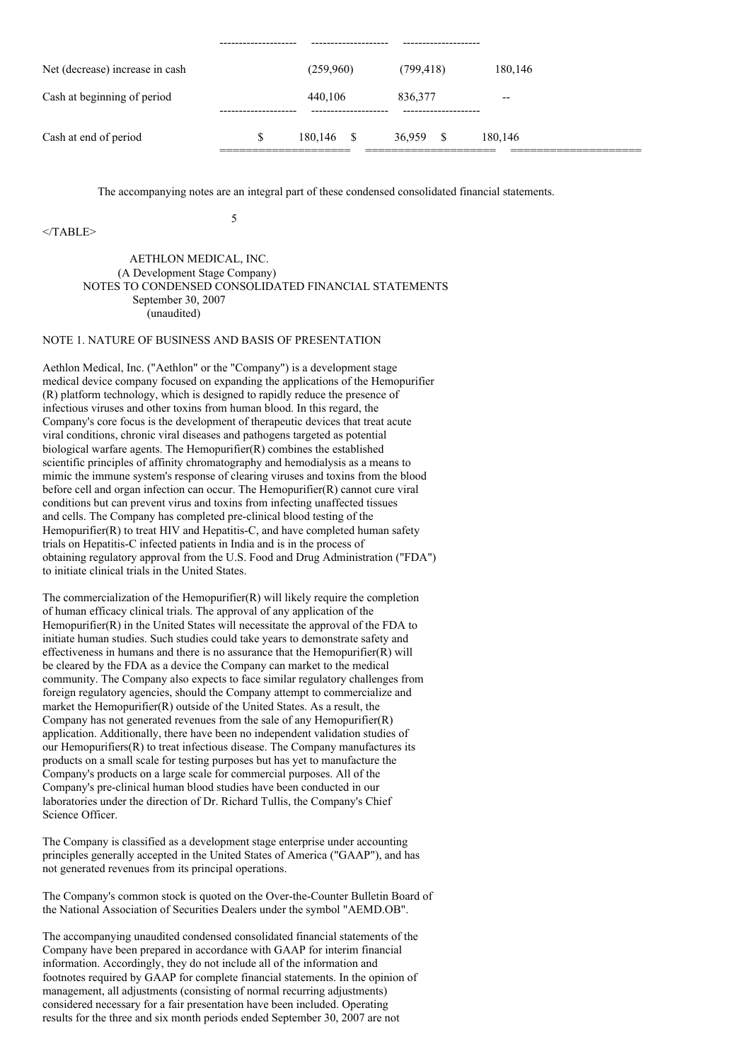| | | | |
|---|---|---|---|
| Net (decrease) increase in cash | (259,960) | (799,418) | 180,146 |
| Cash at beginning of period | 440,106 | 836,377 | -- |
| Cash at end of period | $ 180,146 | $ 36,959 | $ 180,146 |

The accompanying notes are an integral part of these condensed consolidated financial statements.

AETHLON MEDICAL, INC.
(A Development Stage Company)
NOTES TO CONDENSED CONSOLIDATED FINANCIAL STATEMENTS
September 30, 2007
(unaudited)

## NOTE 1. NATURE OF BUSINESS AND BASIS OF PRESENTATION

Aethlon Medical, Inc. ("Aethlon" or the "Company") is a development stage medical device company focused on expanding the applications of the Hemopurifier (R) platform technology, which is designed to rapidly reduce the presence of infectious viruses and other toxins from human blood. In this regard, the Company's core focus is the development of therapeutic devices that treat acute viral conditions, chronic viral diseases and pathogens targeted as potential biological warfare agents. The Hemopurifier(R) combines the established scientific principles of affinity chromatography and hemodialysis as a means to mimic the immune system's response of clearing viruses and toxins from the blood before cell and organ infection can occur. The Hemopurifier(R) cannot cure viral conditions but can prevent virus and toxins from infecting unaffected tissues and cells. The Company has completed pre-clinical blood testing of the Hemopurifier(R) to treat HIV and Hepatitis-C, and have completed human safety trials on Hepatitis-C infected patients in India and is in the process of obtaining regulatory approval from the U.S. Food and Drug Administration ("FDA") to initiate clinical trials in the United States.

The commercialization of the Hemopurifier(R) will likely require the completion of human efficacy clinical trials. The approval of any application of the Hemopurifier(R) in the United States will necessitate the approval of the FDA to initiate human studies. Such studies could take years to demonstrate safety and effectiveness in humans and there is no assurance that the Hemopurifier(R) will be cleared by the FDA as a device the Company can market to the medical community. The Company also expects to face similar regulatory challenges from foreign regulatory agencies, should the Company attempt to commercialize and market the Hemopurifier(R) outside of the United States. As a result, the Company has not generated revenues from the sale of any Hemopurifier(R) application. Additionally, there have been no independent validation studies of our Hemopurifiers(R) to treat infectious disease. The Company manufactures its products on a small scale for testing purposes but has yet to manufacture the Company's products on a large scale for commercial purposes. All of the Company's pre-clinical human blood studies have been conducted in our laboratories under the direction of Dr. Richard Tullis, the Company's Chief Science Officer.

The Company is classified as a development stage enterprise under accounting principles generally accepted in the United States of America ("GAAP"), and has not generated revenues from its principal operations.

The Company's common stock is quoted on the Over-the-Counter Bulletin Board of the National Association of Securities Dealers under the symbol "AEMD.OB".

The accompanying unaudited condensed consolidated financial statements of the Company have been prepared in accordance with GAAP for interim financial information. Accordingly, they do not include all of the information and footnotes required by GAAP for complete financial statements. In the opinion of management, all adjustments (consisting of normal recurring adjustments) considered necessary for a fair presentation have been included. Operating results for the three and six month periods ended September 30, 2007 are not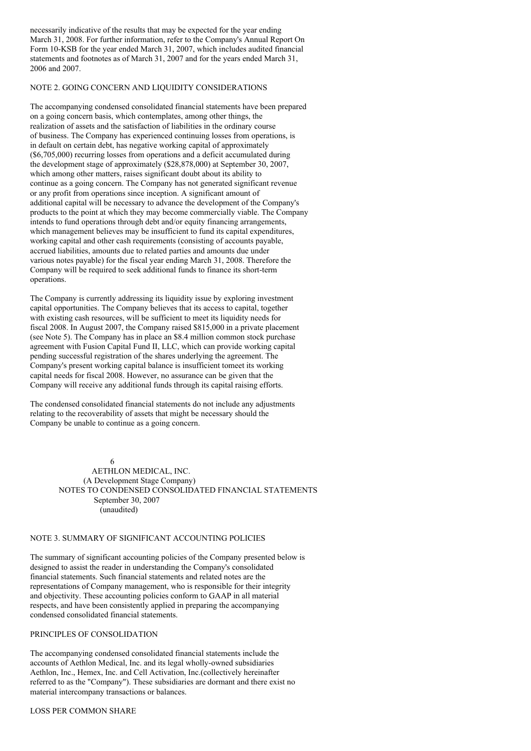necessarily indicative of the results that may be expected for the year ending March 31, 2008. For further information, refer to the Company's Annual Report On Form 10-KSB for the year ended March 31, 2007, which includes audited financial statements and footnotes as of March 31, 2007 and for the years ended March 31, 2006 and 2007.

## NOTE 2. GOING CONCERN AND LIQUIDITY CONSIDERATIONS

The accompanying condensed consolidated financial statements have been prepared on a going concern basis, which contemplates, among other things, the realization of assets and the satisfaction of liabilities in the ordinary course of business. The Company has experienced continuing losses from operations, is in default on certain debt, has negative working capital of approximately ($6,705,000) recurring losses from operations and a deficit accumulated during the development stage of approximately ($28,878,000) at September 30, 2007, which among other matters, raises significant doubt about its ability to continue as a going concern. The Company has not generated significant revenue or any profit from operations since inception. A significant amount of additional capital will be necessary to advance the development of the Company's products to the point at which they may become commercially viable. The Company intends to fund operations through debt and/or equity financing arrangements, which management believes may be insufficient to fund its capital expenditures, working capital and other cash requirements (consisting of accounts payable, accrued liabilities, amounts due to related parties and amounts due under various notes payable) for the fiscal year ending March 31, 2008. Therefore the Company will be required to seek additional funds to finance its short-term operations.

The Company is currently addressing its liquidity issue by exploring investment capital opportunities. The Company believes that its access to capital, together with existing cash resources, will be sufficient to meet its liquidity needs for fiscal 2008. In August 2007, the Company raised $815,000 in a private placement (see Note 5). The Company has in place an $8.4 million common stock purchase agreement with Fusion Capital Fund II, LLC, which can provide working capital pending successful registration of the shares underlying the agreement. The Company's present working capital balance is insufficient tomeet its working capital needs for fiscal 2008. However, no assurance can be given that the Company will receive any additional funds through its capital raising efforts.

The condensed consolidated financial statements do not include any adjustments relating to the recoverability of assets that might be necessary should the Company be unable to continue as a going concern.

AETHLON MEDICAL, INC.
(A Development Stage Company)
NOTES TO CONDENSED CONSOLIDATED FINANCIAL STATEMENTS
September 30, 2007
(unaudited)

## NOTE 3. SUMMARY OF SIGNIFICANT ACCOUNTING POLICIES

The summary of significant accounting policies of the Company presented below is designed to assist the reader in understanding the Company's consolidated financial statements. Such financial statements and related notes are the representations of Company management, who is responsible for their integrity and objectivity. These accounting policies conform to GAAP in all material respects, and have been consistently applied in preparing the accompanying condensed consolidated financial statements.

### PRINCIPLES OF CONSOLIDATION

The accompanying condensed consolidated financial statements include the accounts of Aethlon Medical, Inc. and its legal wholly-owned subsidiaries Aethlon, Inc., Hemex, Inc. and Cell Activation, Inc.(collectively hereinafter referred to as the "Company"). These subsidiaries are dormant and there exist no material intercompany transactions or balances.

### LOSS PER COMMON SHARE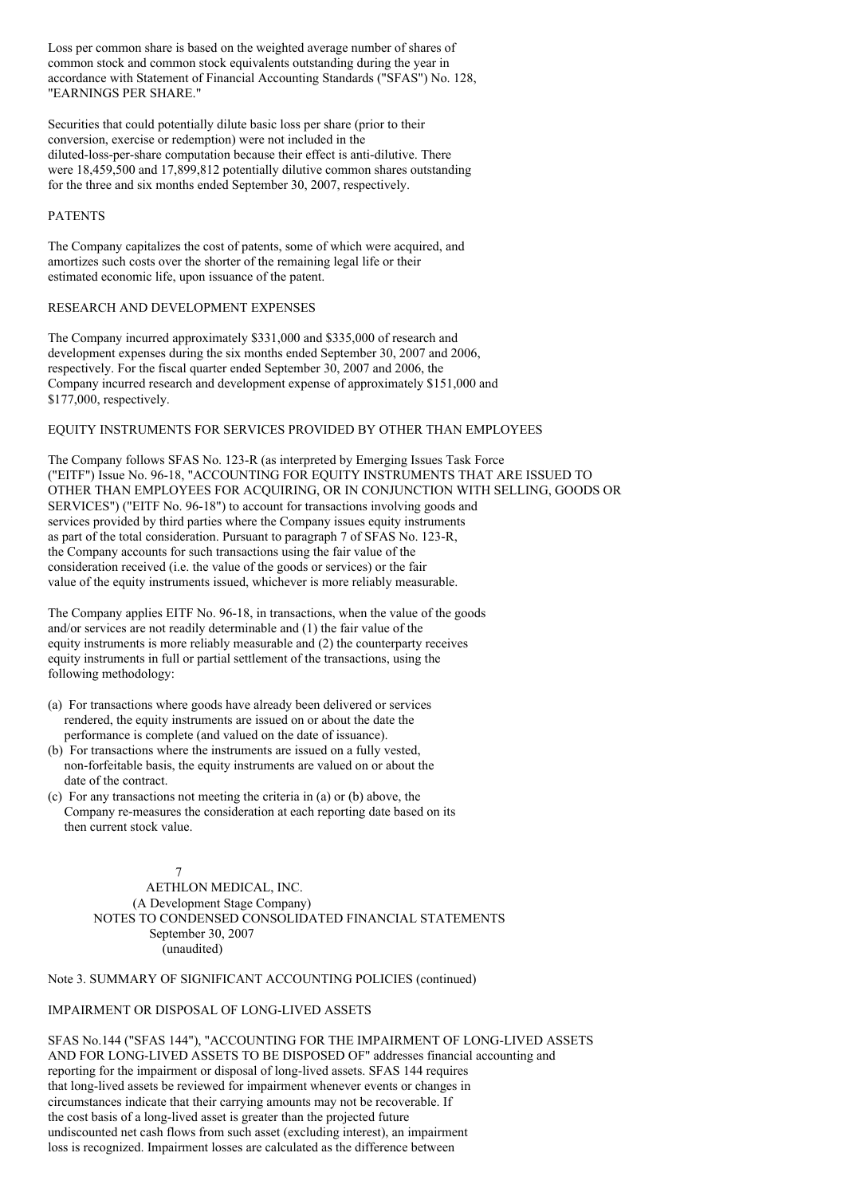Loss per common share is based on the weighted average number of shares of common stock and common stock equivalents outstanding during the year in accordance with Statement of Financial Accounting Standards ("SFAS") No. 128, "EARNINGS PER SHARE."

Securities that could potentially dilute basic loss per share (prior to their conversion, exercise or redemption) were not included in the diluted-loss-per-share computation because their effect is anti-dilutive. There were 18,459,500 and 17,899,812 potentially dilutive common shares outstanding for the three and six months ended September 30, 2007, respectively.

### PATENTS

The Company capitalizes the cost of patents, some of which were acquired, and amortizes such costs over the shorter of the remaining legal life or their estimated economic life, upon issuance of the patent.

### RESEARCH AND DEVELOPMENT EXPENSES

The Company incurred approximately $331,000 and $335,000 of research and development expenses during the six months ended September 30, 2007 and 2006, respectively. For the fiscal quarter ended September 30, 2007 and 2006, the Company incurred research and development expense of approximately $151,000 and $177,000, respectively.

### EQUITY INSTRUMENTS FOR SERVICES PROVIDED BY OTHER THAN EMPLOYEES

The Company follows SFAS No. 123-R (as interpreted by Emerging Issues Task Force ("EITF") Issue No. 96-18, "ACCOUNTING FOR EQUITY INSTRUMENTS THAT ARE ISSUED TO OTHER THAN EMPLOYEES FOR ACQUIRING, OR IN CONJUNCTION WITH SELLING, GOODS OR SERVICES") ("EITF No. 96-18") to account for transactions involving goods and services provided by third parties where the Company issues equity instruments as part of the total consideration. Pursuant to paragraph 7 of SFAS No. 123-R, the Company accounts for such transactions using the fair value of the consideration received (i.e. the value of the goods or services) or the fair value of the equity instruments issued, whichever is more reliably measurable.

The Company applies EITF No. 96-18, in transactions, when the value of the goods and/or services are not readily determinable and (1) the fair value of the equity instruments is more reliably measurable and (2) the counterparty receives equity instruments in full or partial settlement of the transactions, using the following methodology:

(a) For transactions where goods have already been delivered or services rendered, the equity instruments are issued on or about the date the performance is complete (and valued on the date of issuance).
(b) For transactions where the instruments are issued on a fully vested, non-forfeitable basis, the equity instruments are valued on or about the date of the contract.
(c) For any transactions not meeting the criteria in (a) or (b) above, the Company re-measures the consideration at each reporting date based on its then current stock value.

AETHLON MEDICAL, INC.
(A Development Stage Company)
NOTES TO CONDENSED CONSOLIDATED FINANCIAL STATEMENTS
September 30, 2007
(unaudited)

## Note 3. SUMMARY OF SIGNIFICANT ACCOUNTING POLICIES (continued)

### IMPAIRMENT OR DISPOSAL OF LONG-LIVED ASSETS

SFAS No.144 ("SFAS 144"), "ACCOUNTING FOR THE IMPAIRMENT OF LONG-LIVED ASSETS AND FOR LONG-LIVED ASSETS TO BE DISPOSED OF" addresses financial accounting and reporting for the impairment or disposal of long-lived assets. SFAS 144 requires that long-lived assets be reviewed for impairment whenever events or changes in circumstances indicate that their carrying amounts may not be recoverable. If the cost basis of a long-lived asset is greater than the projected future undiscounted net cash flows from such asset (excluding interest), an impairment loss is recognized. Impairment losses are calculated as the difference between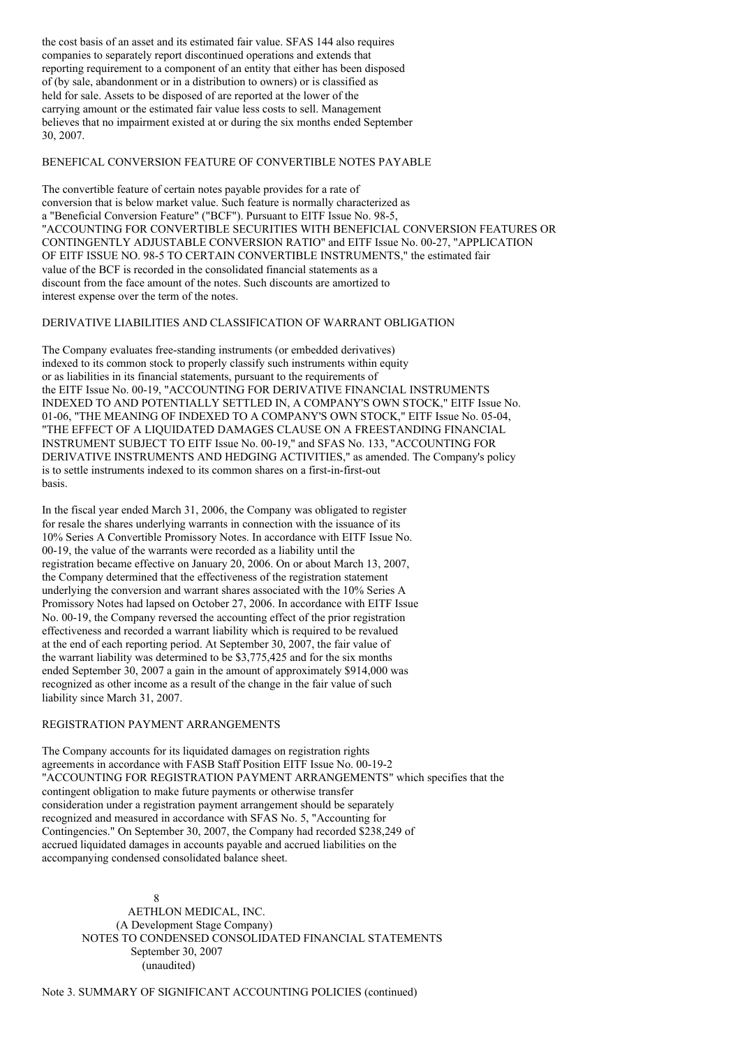the cost basis of an asset and its estimated fair value. SFAS 144 also requires companies to separately report discontinued operations and extends that reporting requirement to a component of an entity that either has been disposed of (by sale, abandonment or in a distribution to owners) or is classified as held for sale. Assets to be disposed of are reported at the lower of the carrying amount or the estimated fair value less costs to sell. Management believes that no impairment existed at or during the six months ended September 30, 2007.

BENEFICAL CONVERSION FEATURE OF CONVERTIBLE NOTES PAYABLE

The convertible feature of certain notes payable provides for a rate of conversion that is below market value. Such feature is normally characterized as a "Beneficial Conversion Feature" ("BCF"). Pursuant to EITF Issue No. 98-5, "ACCOUNTING FOR CONVERTIBLE SECURITIES WITH BENEFICIAL CONVERSION FEATURES OR CONTINGENTLY ADJUSTABLE CONVERSION RATIO" and EITF Issue No. 00-27, "APPLICATION OF EITF ISSUE NO. 98-5 TO CERTAIN CONVERTIBLE INSTRUMENTS," the estimated fair value of the BCF is recorded in the consolidated financial statements as a discount from the face amount of the notes. Such discounts are amortized to interest expense over the term of the notes.

DERIVATIVE LIABILITIES AND CLASSIFICATION OF WARRANT OBLIGATION

The Company evaluates free-standing instruments (or embedded derivatives) indexed to its common stock to properly classify such instruments within equity or as liabilities in its financial statements, pursuant to the requirements of the EITF Issue No. 00-19, "ACCOUNTING FOR DERIVATIVE FINANCIAL INSTRUMENTS INDEXED TO AND POTENTIALLY SETTLED IN, A COMPANY'S OWN STOCK," EITF Issue No. 01-06, "THE MEANING OF INDEXED TO A COMPANY'S OWN STOCK," EITF Issue No. 05-04, "THE EFFECT OF A LIQUIDATED DAMAGES CLAUSE ON A FREESTANDING FINANCIAL INSTRUMENT SUBJECT TO EITF Issue No. 00-19," and SFAS No. 133, "ACCOUNTING FOR DERIVATIVE INSTRUMENTS AND HEDGING ACTIVITIES," as amended. The Company's policy is to settle instruments indexed to its common shares on a first-in-first-out basis.

In the fiscal year ended March 31, 2006, the Company was obligated to register for resale the shares underlying warrants in connection with the issuance of its 10% Series A Convertible Promissory Notes. In accordance with EITF Issue No. 00-19, the value of the warrants were recorded as a liability until the registration became effective on January 20, 2006. On or about March 13, 2007, the Company determined that the effectiveness of the registration statement underlying the conversion and warrant shares associated with the 10% Series A Promissory Notes had lapsed on October 27, 2006. In accordance with EITF Issue No. 00-19, the Company reversed the accounting effect of the prior registration effectiveness and recorded a warrant liability which is required to be revalued at the end of each reporting period. At September 30, 2007, the fair value of the warrant liability was determined to be $3,775,425 and for the six months ended September 30, 2007 a gain in the amount of approximately $914,000 was recognized as other income as a result of the change in the fair value of such liability since March 31, 2007.

REGISTRATION PAYMENT ARRANGEMENTS

The Company accounts for its liquidated damages on registration rights agreements in accordance with FASB Staff Position EITF Issue No. 00-19-2 "ACCOUNTING FOR REGISTRATION PAYMENT ARRANGEMENTS" which specifies that the contingent obligation to make future payments or otherwise transfer consideration under a registration payment arrangement should be separately recognized and measured in accordance with SFAS No. 5, "Accounting for Contingencies." On September 30, 2007, the Company had recorded $238,249 of accrued liquidated damages in accounts payable and accrued liabilities on the accompanying condensed consolidated balance sheet.

AETHLON MEDICAL, INC.
(A Development Stage Company)
NOTES TO CONDENSED CONSOLIDATED FINANCIAL STATEMENTS
September 30, 2007
(unaudited)

Note 3. SUMMARY OF SIGNIFICANT ACCOUNTING POLICIES (continued)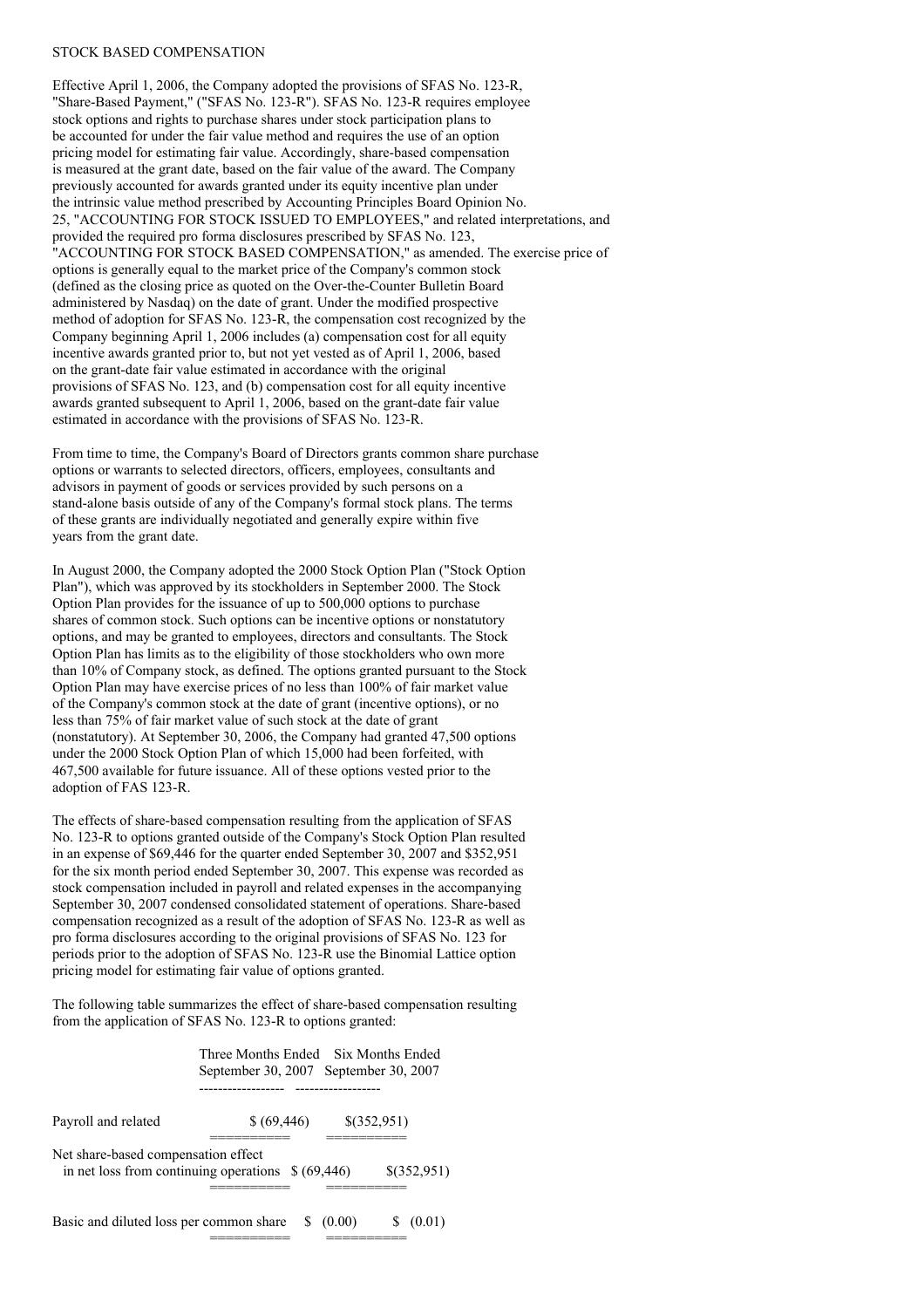## STOCK BASED COMPENSATION

Effective April 1, 2006, the Company adopted the provisions of SFAS No. 123-R, "Share-Based Payment," ("SFAS No. 123-R"). SFAS No. 123-R requires employee stock options and rights to purchase shares under stock participation plans to be accounted for under the fair value method and requires the use of an option pricing model for estimating fair value. Accordingly, share-based compensation is measured at the grant date, based on the fair value of the award. The Company previously accounted for awards granted under its equity incentive plan under the intrinsic value method prescribed by Accounting Principles Board Opinion No. 25, "ACCOUNTING FOR STOCK ISSUED TO EMPLOYEES," and related interpretations, and provided the required pro forma disclosures prescribed by SFAS No. 123, "ACCOUNTING FOR STOCK BASED COMPENSATION," as amended. The exercise price of options is generally equal to the market price of the Company's common stock (defined as the closing price as quoted on the Over-the-Counter Bulletin Board administered by Nasdaq) on the date of grant. Under the modified prospective method of adoption for SFAS No. 123-R, the compensation cost recognized by the Company beginning April 1, 2006 includes (a) compensation cost for all equity incentive awards granted prior to, but not yet vested as of April 1, 2006, based on the grant-date fair value estimated in accordance with the original provisions of SFAS No. 123, and (b) compensation cost for all equity incentive awards granted subsequent to April 1, 2006, based on the grant-date fair value estimated in accordance with the provisions of SFAS No. 123-R.

From time to time, the Company's Board of Directors grants common share purchase options or warrants to selected directors, officers, employees, consultants and advisors in payment of goods or services provided by such persons on a stand-alone basis outside of any of the Company's formal stock plans. The terms of these grants are individually negotiated and generally expire within five years from the grant date.

In August 2000, the Company adopted the 2000 Stock Option Plan ("Stock Option Plan"), which was approved by its stockholders in September 2000. The Stock Option Plan provides for the issuance of up to 500,000 options to purchase shares of common stock. Such options can be incentive options or nonstatutory options, and may be granted to employees, directors and consultants. The Stock Option Plan has limits as to the eligibility of those stockholders who own more than 10% of Company stock, as defined. The options granted pursuant to the Stock Option Plan may have exercise prices of no less than 100% of fair market value of the Company's common stock at the date of grant (incentive options), or no less than 75% of fair market value of such stock at the date of grant (nonstatutory). At September 30, 2006, the Company had granted 47,500 options under the 2000 Stock Option Plan of which 15,000 had been forfeited, with 467,500 available for future issuance. All of these options vested prior to the adoption of FAS 123-R.

The effects of share-based compensation resulting from the application of SFAS No. 123-R to options granted outside of the Company's Stock Option Plan resulted in an expense of $69,446 for the quarter ended September 30, 2007 and $352,951 for the six month period ended September 30, 2007. This expense was recorded as stock compensation included in payroll and related expenses in the accompanying September 30, 2007 condensed consolidated statement of operations. Share-based compensation recognized as a result of the adoption of SFAS No. 123-R as well as pro forma disclosures according to the original provisions of SFAS No. 123 for periods prior to the adoption of SFAS No. 123-R use the Binomial Lattice option pricing model for estimating fair value of options granted.

The following table summarizes the effect of share-based compensation resulting from the application of SFAS No. 123-R to options granted:

| | Three Months Ended September 30, 2007 | Six Months Ended September 30, 2007 |
|---|---|---|
| Payroll and related | $ (69,446) | $(352,951) |
| Net share-based compensation effect in net loss from continuing operations | $ (69,446) | $(352,951) |
| Basic and diluted loss per common share | $ (0.00) | $ (0.01) |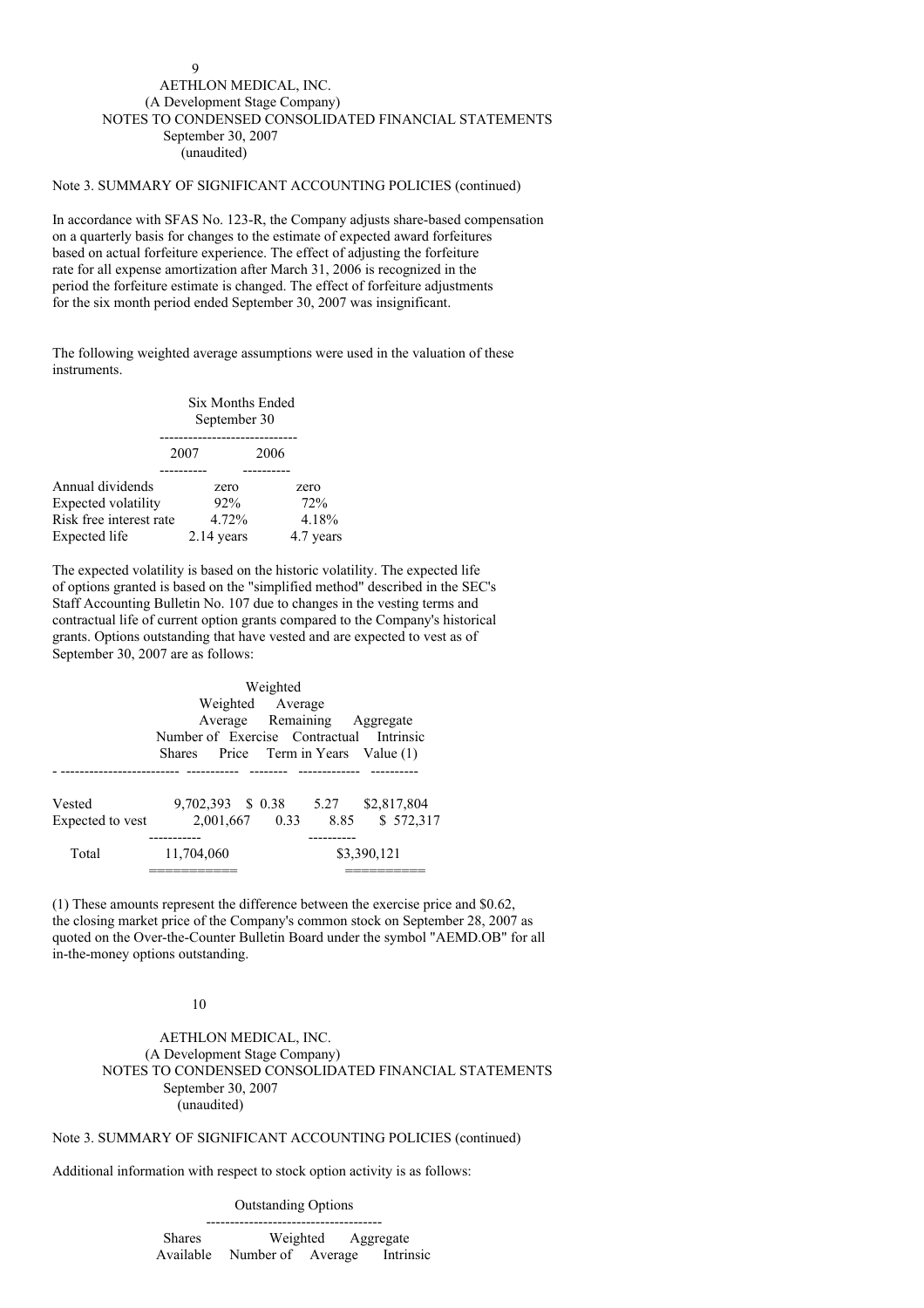AETHLON MEDICAL, INC.
(A Development Stage Company)
NOTES TO CONDENSED CONSOLIDATED FINANCIAL STATEMENTS
September 30, 2007
(unaudited)

Note 3. SUMMARY OF SIGNIFICANT ACCOUNTING POLICIES (continued)

In accordance with SFAS No. 123-R, the Company adjusts share-based compensation on a quarterly basis for changes to the estimate of expected award forfeitures based on actual forfeiture experience. The effect of adjusting the forfeiture rate for all expense amortization after March 31, 2006 is recognized in the period the forfeiture estimate is changed. The effect of forfeiture adjustments for the six month period ended September 30, 2007 was insignificant.

The following weighted average assumptions were used in the valuation of these instruments.

| | Six Months Ended September 30 | |
|---|---|---|
| | 2007 | 2006 |
| Annual dividends | zero | zero |
| Expected volatility | 92% | 72% |
| Risk free interest rate | 4.72% | 4.18% |
| Expected life | 2.14 years | 4.7 years |

The expected volatility is based on the historic volatility. The expected life of options granted is based on the "simplified method" described in the SEC's Staff Accounting Bulletin No. 107 due to changes in the vesting terms and contractual life of current option grants compared to the Company's historical grants. Options outstanding that have vested and are expected to vest as of September 30, 2007 are as follows:

| | Number of Shares | Weighted Average Exercise Price | Weighted Average Remaining Contractual Term in Years | Aggregate Intrinsic Value (1) |
|---|---|---|---|---|
| Vested | 9,702,393 | $ 0.38 | 5.27 | $2,817,804 |
| Expected to vest | 2,001,667 | 0.33 | 8.85 | $ 572,317 |
| Total | 11,704,060 | | | $3,390,121 |

(1) These amounts represent the difference between the exercise price and $0.62, the closing market price of the Company's common stock on September 28, 2007 as quoted on the Over-the-Counter Bulletin Board under the symbol "AEMD.OB" for all in-the-money options outstanding.

AETHLON MEDICAL, INC.
(A Development Stage Company)
NOTES TO CONDENSED CONSOLIDATED FINANCIAL STATEMENTS
September 30, 2007
(unaudited)

Note 3. SUMMARY OF SIGNIFICANT ACCOUNTING POLICIES (continued)

Additional information with respect to stock option activity is as follows:

| | | Outstanding Options | |
|---|---|---|---|
| Shares Available | Number of | Weighted Average | Aggregate Intrinsic |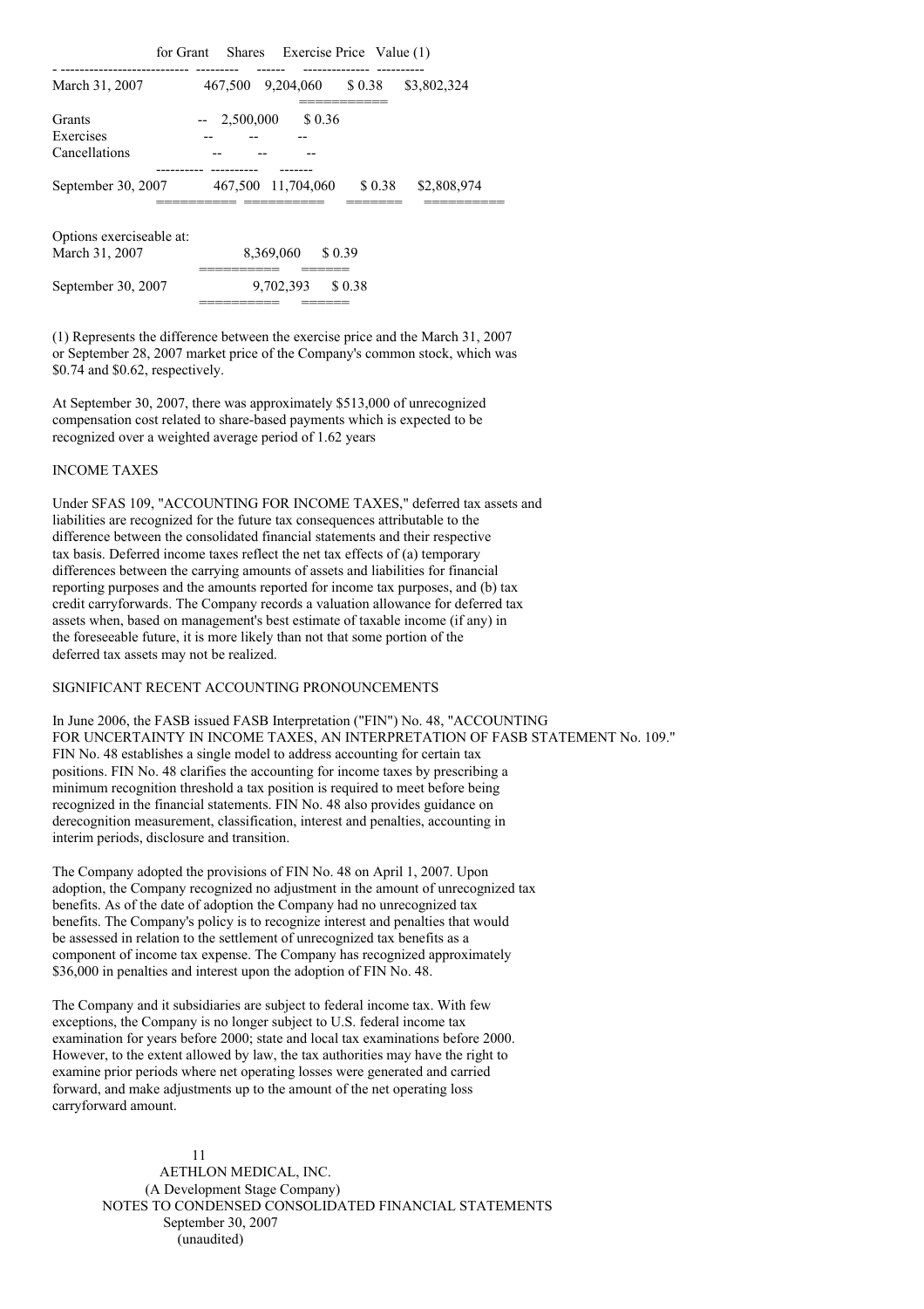|  | for Grant | Shares | Exercise Price | Value (1) |
|---|---|---|---|---|
| March 31, 2007 | 467,500 | 9,204,060 | $ 0.38 | $3,802,324 |
| Grants | -- | 2,500,000 | $ 0.36 |  |
| Exercises | -- | -- | -- |  |
| Cancellations | -- | -- | -- |  |
| September 30, 2007 | 467,500 | 11,704,060 | $ 0.38 | $2,808,974 |

| Options exerciseable at: |  |  |
|---|---|---|
| March 31, 2007 | 8,369,060 | $ 0.39 |
| September 30, 2007 | 9,702,393 | $ 0.38 |

(1) Represents the difference between the exercise price and the March 31, 2007 or September 28, 2007 market price of the Company's common stock, which was $0.74 and $0.62, respectively.

At September 30, 2007, there was approximately $513,000 of unrecognized compensation cost related to share-based payments which is expected to be recognized over a weighted average period of 1.62 years

INCOME TAXES

Under SFAS 109, "ACCOUNTING FOR INCOME TAXES," deferred tax assets and liabilities are recognized for the future tax consequences attributable to the difference between the consolidated financial statements and their respective tax basis. Deferred income taxes reflect the net tax effects of (a) temporary differences between the carrying amounts of assets and liabilities for financial reporting purposes and the amounts reported for income tax purposes, and (b) tax credit carryforwards. The Company records a valuation allowance for deferred tax assets when, based on management's best estimate of taxable income (if any) in the foreseeable future, it is more likely than not that some portion of the deferred tax assets may not be realized.

SIGNIFICANT RECENT ACCOUNTING PRONOUNCEMENTS

In June 2006, the FASB issued FASB Interpretation ("FIN") No. 48, "ACCOUNTING FOR UNCERTAINTY IN INCOME TAXES, AN INTERPRETATION OF FASB STATEMENT No. 109." FIN No. 48 establishes a single model to address accounting for certain tax positions. FIN No. 48 clarifies the accounting for income taxes by prescribing a minimum recognition threshold a tax position is required to meet before being recognized in the financial statements. FIN No. 48 also provides guidance on derecognition measurement, classification, interest and penalties, accounting in interim periods, disclosure and transition.

The Company adopted the provisions of FIN No. 48 on April 1, 2007. Upon adoption, the Company recognized no adjustment in the amount of unrecognized tax benefits. As of the date of adoption the Company had no unrecognized tax benefits. The Company's policy is to recognize interest and penalties that would be assessed in relation to the settlement of unrecognized tax benefits as a component of income tax expense. The Company has recognized approximately $36,000 in penalties and interest upon the adoption of FIN No. 48.

The Company and it subsidiaries are subject to federal income tax. With few exceptions, the Company is no longer subject to U.S. federal income tax examination for years before 2000; state and local tax examinations before 2000. However, to the extent allowed by law, the tax authorities may have the right to examine prior periods where net operating losses were generated and carried forward, and make adjustments up to the amount of the net operating loss carryforward amount.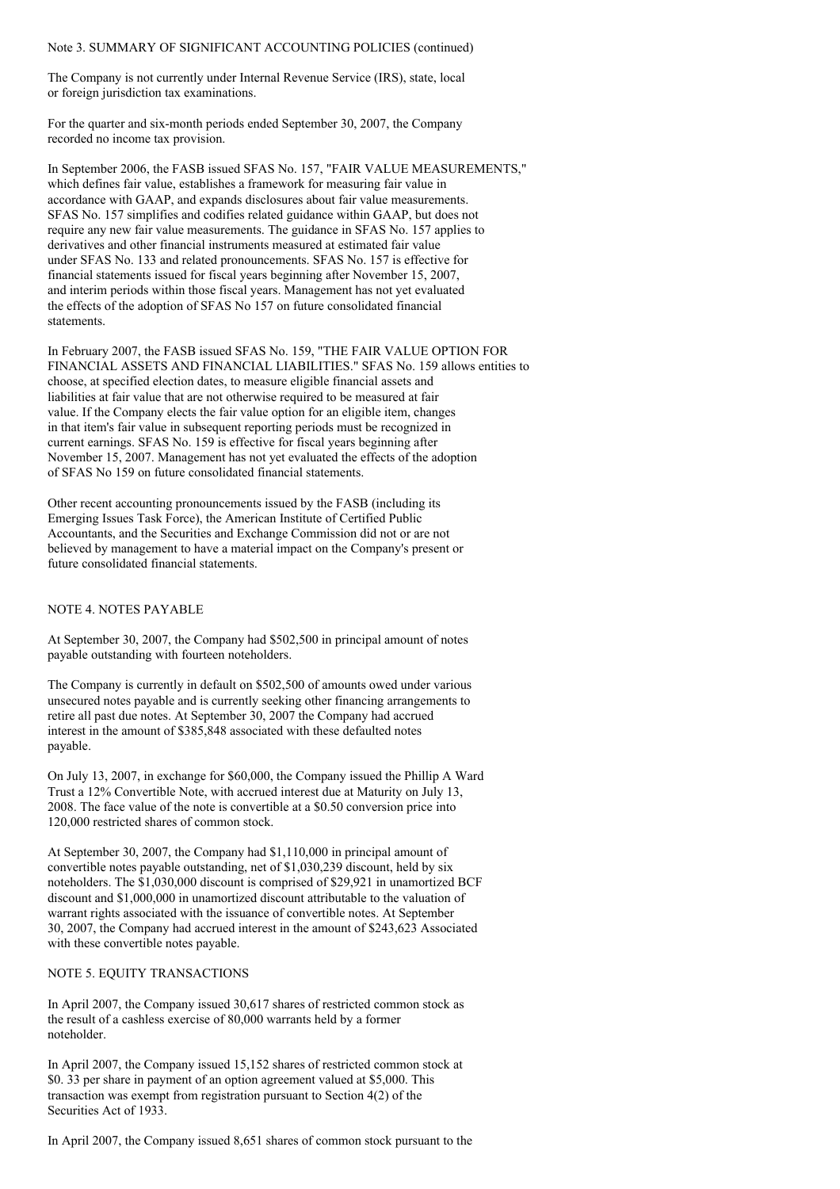Note 3. SUMMARY OF SIGNIFICANT ACCOUNTING POLICIES (continued)

The Company is not currently under Internal Revenue Service (IRS), state, local or foreign jurisdiction tax examinations.

For the quarter and six-month periods ended September 30, 2007, the Company recorded no income tax provision.

In September 2006, the FASB issued SFAS No. 157, "FAIR VALUE MEASUREMENTS," which defines fair value, establishes a framework for measuring fair value in accordance with GAAP, and expands disclosures about fair value measurements. SFAS No. 157 simplifies and codifies related guidance within GAAP, but does not require any new fair value measurements. The guidance in SFAS No. 157 applies to derivatives and other financial instruments measured at estimated fair value under SFAS No. 133 and related pronouncements. SFAS No. 157 is effective for financial statements issued for fiscal years beginning after November 15, 2007, and interim periods within those fiscal years. Management has not yet evaluated the effects of the adoption of SFAS No 157 on future consolidated financial statements.

In February 2007, the FASB issued SFAS No. 159, "THE FAIR VALUE OPTION FOR FINANCIAL ASSETS AND FINANCIAL LIABILITIES." SFAS No. 159 allows entities to choose, at specified election dates, to measure eligible financial assets and liabilities at fair value that are not otherwise required to be measured at fair value. If the Company elects the fair value option for an eligible item, changes in that item's fair value in subsequent reporting periods must be recognized in current earnings. SFAS No. 159 is effective for fiscal years beginning after November 15, 2007. Management has not yet evaluated the effects of the adoption of SFAS No 159 on future consolidated financial statements.

Other recent accounting pronouncements issued by the FASB (including its Emerging Issues Task Force), the American Institute of Certified Public Accountants, and the Securities and Exchange Commission did not or are not believed by management to have a material impact on the Company's present or future consolidated financial statements.

## NOTE 4. NOTES PAYABLE

At September 30, 2007, the Company had $502,500 in principal amount of notes payable outstanding with fourteen noteholders.

The Company is currently in default on $502,500 of amounts owed under various unsecured notes payable and is currently seeking other financing arrangements to retire all past due notes. At September 30, 2007 the Company had accrued interest in the amount of $385,848 associated with these defaulted notes payable.

On July 13, 2007, in exchange for $60,000, the Company issued the Phillip A Ward Trust a 12% Convertible Note, with accrued interest due at Maturity on July 13, 2008. The face value of the note is convertible at a $0.50 conversion price into 120,000 restricted shares of common stock.

At September 30, 2007, the Company had $1,110,000 in principal amount of convertible notes payable outstanding, net of $1,030,239 discount, held by six noteholders. The $1,030,000 discount is comprised of $29,921 in unamortized BCF discount and $1,000,000 in unamortized discount attributable to the valuation of warrant rights associated with the issuance of convertible notes. At September 30, 2007, the Company had accrued interest in the amount of $243,623 Associated with these convertible notes payable.

## NOTE 5. EQUITY TRANSACTIONS

In April 2007, the Company issued 30,617 shares of restricted common stock as the result of a cashless exercise of 80,000 warrants held by a former noteholder.

In April 2007, the Company issued 15,152 shares of restricted common stock at $0. 33 per share in payment of an option agreement valued at $5,000. This transaction was exempt from registration pursuant to Section 4(2) of the Securities Act of 1933.

In April 2007, the Company issued 8,651 shares of common stock pursuant to the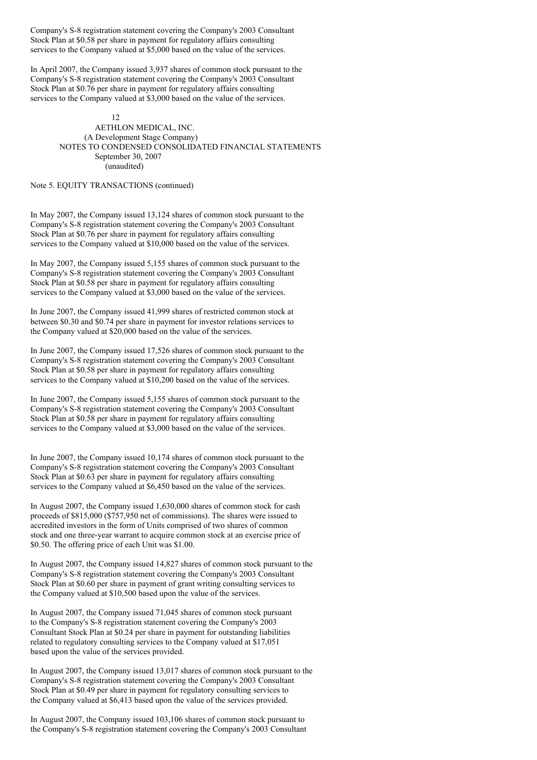Company's S-8 registration statement covering the Company's 2003 Consultant Stock Plan at $0.58 per share in payment for regulatory affairs consulting services to the Company valued at $5,000 based on the value of the services.

In April 2007, the Company issued 3,937 shares of common stock pursuant to the Company's S-8 registration statement covering the Company's 2003 Consultant Stock Plan at $0.76 per share in payment for regulatory affairs consulting services to the Company valued at $3,000 based on the value of the services.

AETHLON MEDICAL, INC.
(A Development Stage Company)
NOTES TO CONDENSED CONSOLIDATED FINANCIAL STATEMENTS
September 30, 2007
(unaudited)

Note 5. EQUITY TRANSACTIONS (continued)

In May 2007, the Company issued 13,124 shares of common stock pursuant to the Company's S-8 registration statement covering the Company's 2003 Consultant Stock Plan at $0.76 per share in payment for regulatory affairs consulting services to the Company valued at $10,000 based on the value of the services.

In May 2007, the Company issued 5,155 shares of common stock pursuant to the Company's S-8 registration statement covering the Company's 2003 Consultant Stock Plan at $0.58 per share in payment for regulatory affairs consulting services to the Company valued at $3,000 based on the value of the services.

In June 2007, the Company issued 41,999 shares of restricted common stock at between $0.30 and $0.74 per share in payment for investor relations services to the Company valued at $20,000 based on the value of the services.

In June 2007, the Company issued 17,526 shares of common stock pursuant to the Company's S-8 registration statement covering the Company's 2003 Consultant Stock Plan at $0.58 per share in payment for regulatory affairs consulting services to the Company valued at $10,200 based on the value of the services.

In June 2007, the Company issued 5,155 shares of common stock pursuant to the Company's S-8 registration statement covering the Company's 2003 Consultant Stock Plan at $0.58 per share in payment for regulatory affairs consulting services to the Company valued at $3,000 based on the value of the services.

In June 2007, the Company issued 10,174 shares of common stock pursuant to the Company's S-8 registration statement covering the Company's 2003 Consultant Stock Plan at $0.63 per share in payment for regulatory affairs consulting services to the Company valued at $6,450 based on the value of the services.

In August 2007, the Company issued 1,630,000 shares of common stock for cash proceeds of $815,000 ($757,950 net of commissions). The shares were issued to accredited investors in the form of Units comprised of two shares of common stock and one three-year warrant to acquire common stock at an exercise price of $0.50. The offering price of each Unit was $1.00.

In August 2007, the Company issued 14,827 shares of common stock pursuant to the Company's S-8 registration statement covering the Company's 2003 Consultant Stock Plan at $0.60 per share in payment of grant writing consulting services to the Company valued at $10,500 based upon the value of the services.

In August 2007, the Company issued 71,045 shares of common stock pursuant to the Company's S-8 registration statement covering the Company's 2003 Consultant Stock Plan at $0.24 per share in payment for outstanding liabilities related to regulatory consulting services to the Company valued at $17,051 based upon the value of the services provided.

In August 2007, the Company issued 13,017 shares of common stock pursuant to the Company's S-8 registration statement covering the Company's 2003 Consultant Stock Plan at $0.49 per share in payment for regulatory consulting services to the Company valued at $6,413 based upon the value of the services provided.

In August 2007, the Company issued 103,106 shares of common stock pursuant to the Company's S-8 registration statement covering the Company's 2003 Consultant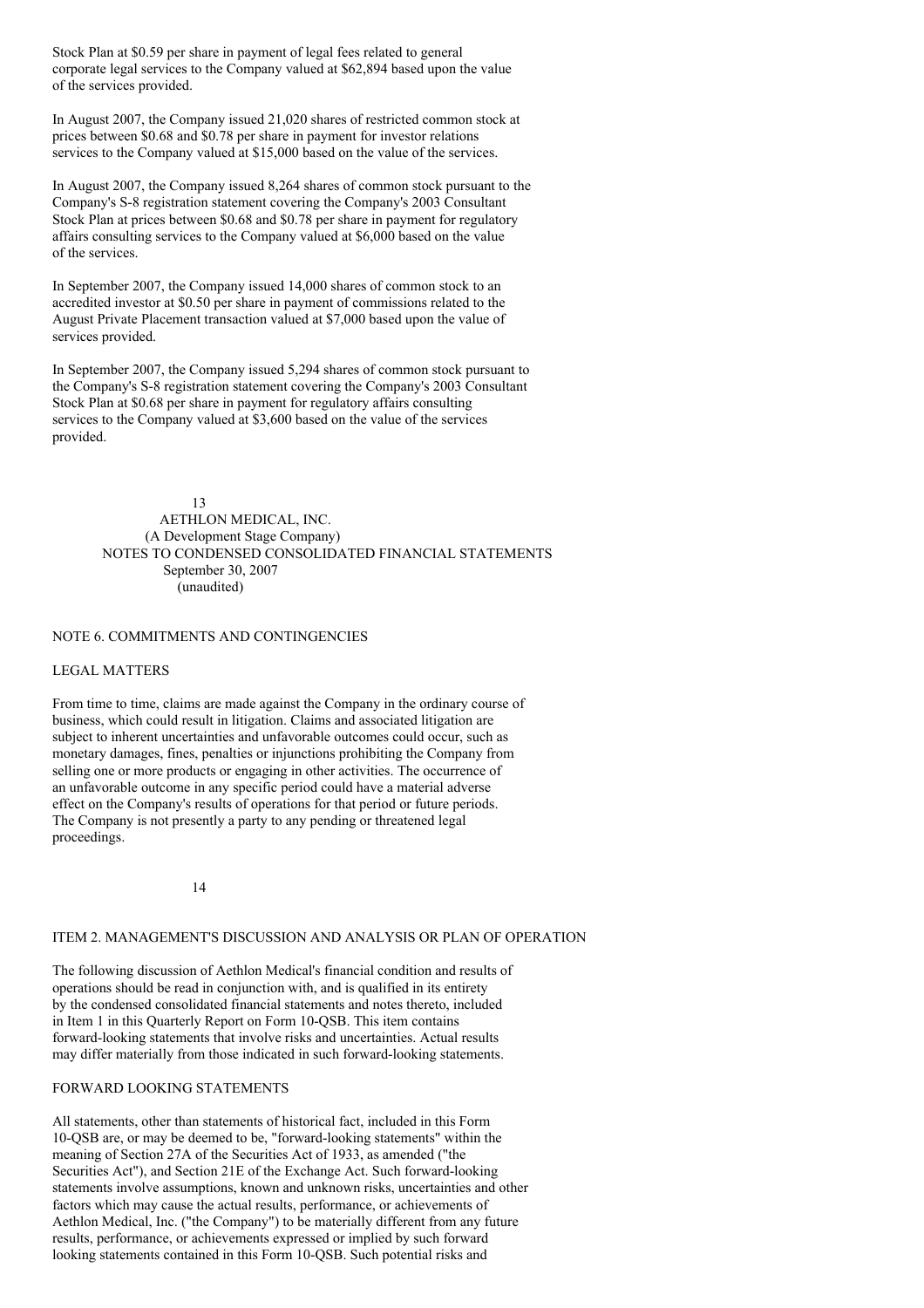Stock Plan at $0.59 per share in payment of legal fees related to general corporate legal services to the Company valued at $62,894 based upon the value of the services provided.

In August 2007, the Company issued 21,020 shares of restricted common stock at prices between $0.68 and $0.78 per share in payment for investor relations services to the Company valued at $15,000 based on the value of the services.

In August 2007, the Company issued 8,264 shares of common stock pursuant to the Company's S-8 registration statement covering the Company's 2003 Consultant Stock Plan at prices between $0.68 and $0.78 per share in payment for regulatory affairs consulting services to the Company valued at $6,000 based on the value of the services.

In September 2007, the Company issued 14,000 shares of common stock to an accredited investor at $0.50 per share in payment of commissions related to the August Private Placement transaction valued at $7,000 based upon the value of services provided.

In September 2007, the Company issued 5,294 shares of common stock pursuant to the Company's S-8 registration statement covering the Company's 2003 Consultant Stock Plan at $0.68 per share in payment for regulatory affairs consulting services to the Company valued at $3,600 based on the value of the services provided.

AETHLON MEDICAL, INC.
(A Development Stage Company)
NOTES TO CONDENSED CONSOLIDATED FINANCIAL STATEMENTS
September 30, 2007
(unaudited)

## NOTE 6. COMMITMENTS AND CONTINGENCIES

### LEGAL MATTERS

From time to time, claims are made against the Company in the ordinary course of business, which could result in litigation. Claims and associated litigation are subject to inherent uncertainties and unfavorable outcomes could occur, such as monetary damages, fines, penalties or injunctions prohibiting the Company from selling one or more products or engaging in other activities. The occurrence of an unfavorable outcome in any specific period could have a material adverse effect on the Company's results of operations for that period or future periods. The Company is not presently a party to any pending or threatened legal proceedings.

## ITEM 2. MANAGEMENT'S DISCUSSION AND ANALYSIS OR PLAN OF OPERATION

The following discussion of Aethlon Medical's financial condition and results of operations should be read in conjunction with, and is qualified in its entirety by the condensed consolidated financial statements and notes thereto, included in Item 1 in this Quarterly Report on Form 10-QSB. This item contains forward-looking statements that involve risks and uncertainties. Actual results may differ materially from those indicated in such forward-looking statements.

### FORWARD LOOKING STATEMENTS

All statements, other than statements of historical fact, included in this Form 10-QSB are, or may be deemed to be, "forward-looking statements" within the meaning of Section 27A of the Securities Act of 1933, as amended ("the Securities Act"), and Section 21E of the Exchange Act. Such forward-looking statements involve assumptions, known and unknown risks, uncertainties and other factors which may cause the actual results, performance, or achievements of Aethlon Medical, Inc. ("the Company") to be materially different from any future results, performance, or achievements expressed or implied by such forward looking statements contained in this Form 10-QSB. Such potential risks and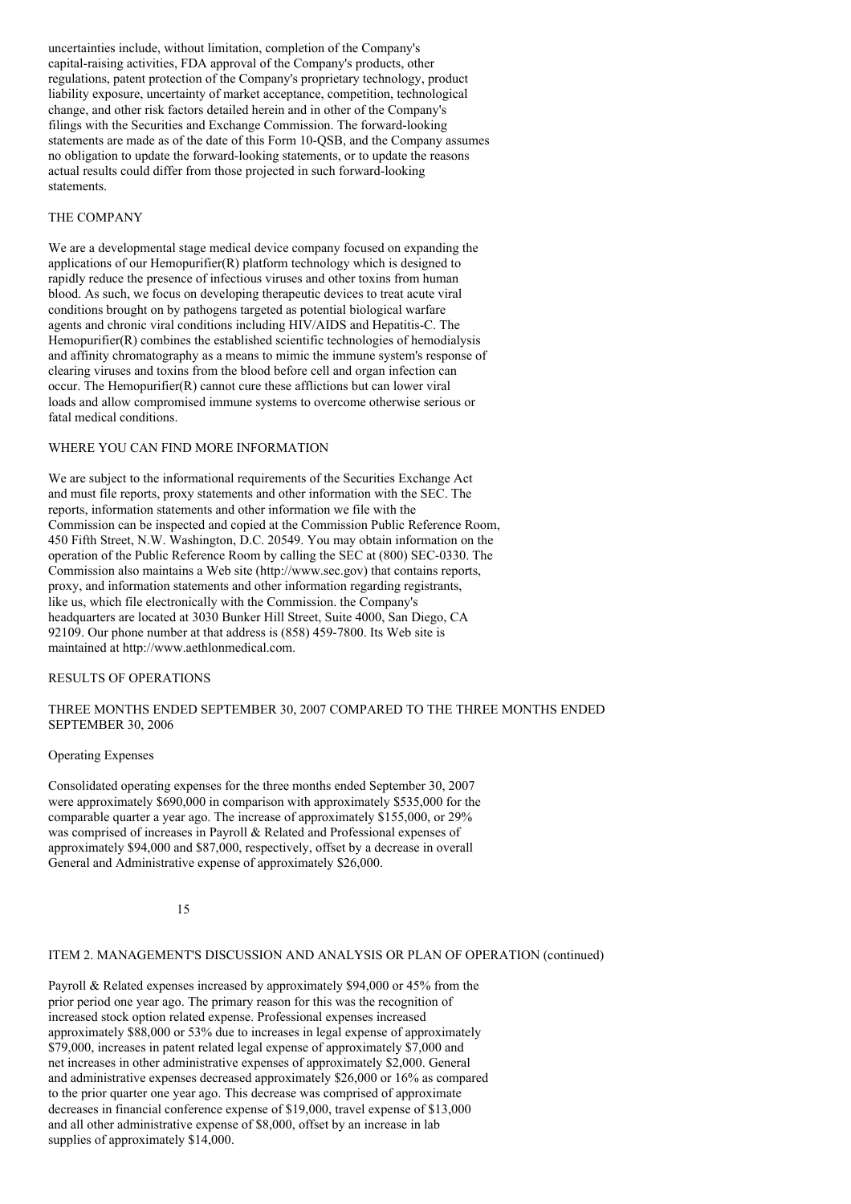uncertainties include, without limitation, completion of the Company's capital-raising activities, FDA approval of the Company's products, other regulations, patent protection of the Company's proprietary technology, product liability exposure, uncertainty of market acceptance, competition, technological change, and other risk factors detailed herein and in other of the Company's filings with the Securities and Exchange Commission. The forward-looking statements are made as of the date of this Form 10-QSB, and the Company assumes no obligation to update the forward-looking statements, or to update the reasons actual results could differ from those projected in such forward-looking statements.

## THE COMPANY

We are a developmental stage medical device company focused on expanding the applications of our Hemopurifier(R) platform technology which is designed to rapidly reduce the presence of infectious viruses and other toxins from human blood. As such, we focus on developing therapeutic devices to treat acute viral conditions brought on by pathogens targeted as potential biological warfare agents and chronic viral conditions including HIV/AIDS and Hepatitis-C. The Hemopurifier(R) combines the established scientific technologies of hemodialysis and affinity chromatography as a means to mimic the immune system's response of clearing viruses and toxins from the blood before cell and organ infection can occur. The Hemopurifier(R) cannot cure these afflictions but can lower viral loads and allow compromised immune systems to overcome otherwise serious or fatal medical conditions.

## WHERE YOU CAN FIND MORE INFORMATION

We are subject to the informational requirements of the Securities Exchange Act and must file reports, proxy statements and other information with the SEC. The reports, information statements and other information we file with the Commission can be inspected and copied at the Commission Public Reference Room, 450 Fifth Street, N.W. Washington, D.C. 20549. You may obtain information on the operation of the Public Reference Room by calling the SEC at (800) SEC-0330. The Commission also maintains a Web site (http://www.sec.gov) that contains reports, proxy, and information statements and other information regarding registrants, like us, which file electronically with the Commission. the Company's headquarters are located at 3030 Bunker Hill Street, Suite 4000, San Diego, CA 92109. Our phone number at that address is (858) 459-7800. Its Web site is maintained at http://www.aethlonmedical.com.

## RESULTS OF OPERATIONS

### THREE MONTHS ENDED SEPTEMBER 30, 2007 COMPARED TO THE THREE MONTHS ENDED SEPTEMBER 30, 2006

Operating Expenses

Consolidated operating expenses for the three months ended September 30, 2007 were approximately $690,000 in comparison with approximately $535,000 for the comparable quarter a year ago. The increase of approximately $155,000, or 29% was comprised of increases in Payroll & Related and Professional expenses of approximately $94,000 and $87,000, respectively, offset by a decrease in overall General and Administrative expense of approximately $26,000.

ITEM 2. MANAGEMENT'S DISCUSSION AND ANALYSIS OR PLAN OF OPERATION (continued)

Payroll & Related expenses increased by approximately $94,000 or 45% from the prior period one year ago. The primary reason for this was the recognition of increased stock option related expense. Professional expenses increased approximately $88,000 or 53% due to increases in legal expense of approximately $79,000, increases in patent related legal expense of approximately $7,000 and net increases in other administrative expenses of approximately $2,000. General and administrative expenses decreased approximately $26,000 or 16% as compared to the prior quarter one year ago. This decrease was comprised of approximate decreases in financial conference expense of $19,000, travel expense of $13,000 and all other administrative expense of $8,000, offset by an increase in lab supplies of approximately $14,000.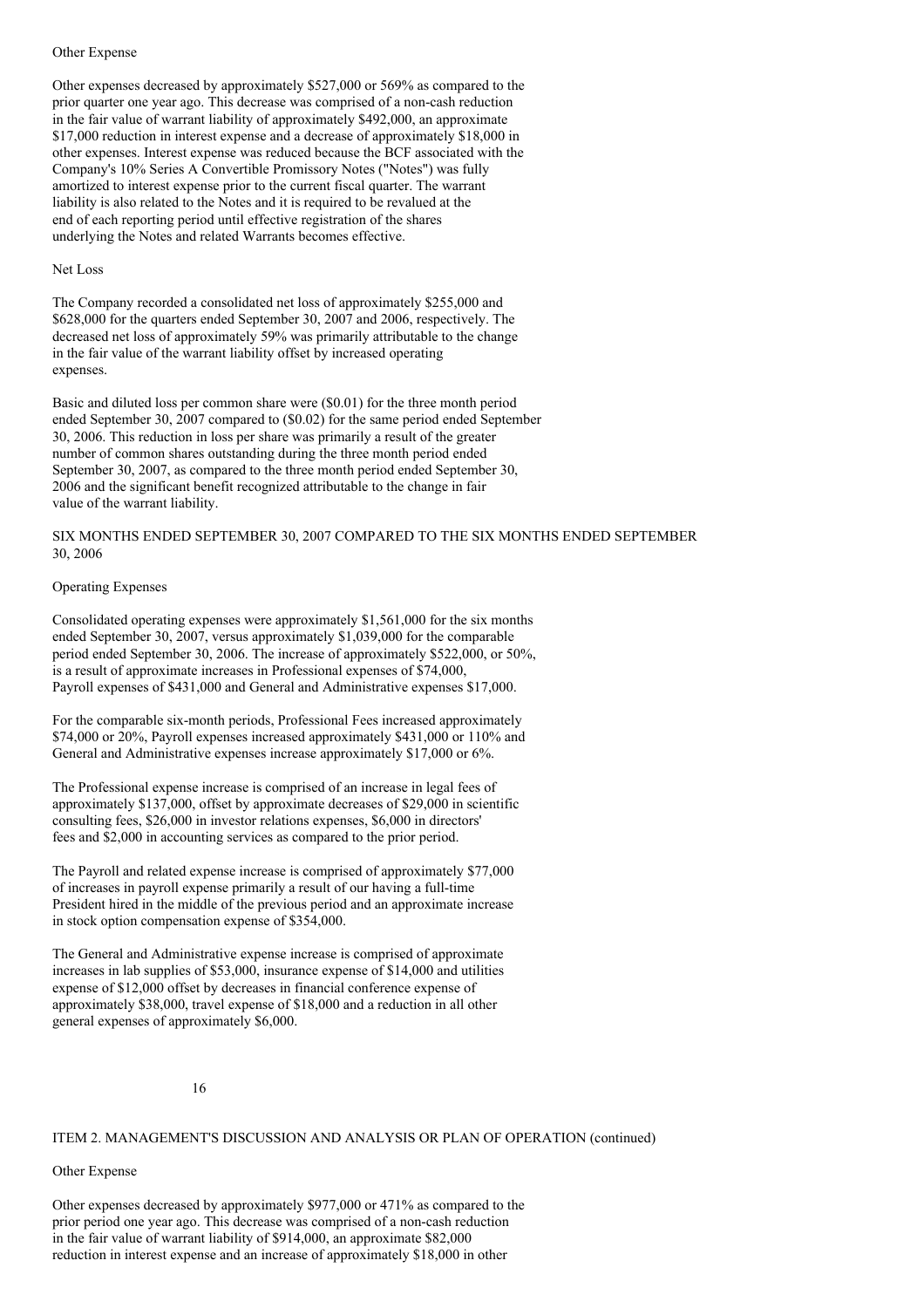### Other Expense

Other expenses decreased by approximately $527,000 or 569% as compared to the prior quarter one year ago. This decrease was comprised of a non-cash reduction in the fair value of warrant liability of approximately $492,000, an approximate $17,000 reduction in interest expense and a decrease of approximately $18,000 in other expenses. Interest expense was reduced because the BCF associated with the Company's 10% Series A Convertible Promissory Notes ("Notes") was fully amortized to interest expense prior to the current fiscal quarter. The warrant liability is also related to the Notes and it is required to be revalued at the end of each reporting period until effective registration of the shares underlying the Notes and related Warrants becomes effective.

### Net Loss

The Company recorded a consolidated net loss of approximately $255,000 and $628,000 for the quarters ended September 30, 2007 and 2006, respectively. The decreased net loss of approximately 59% was primarily attributable to the change in the fair value of the warrant liability offset by increased operating expenses.

Basic and diluted loss per common share were ($0.01) for the three month period ended September 30, 2007 compared to ($0.02) for the same period ended September 30, 2006. This reduction in loss per share was primarily a result of the greater number of common shares outstanding during the three month period ended September 30, 2007, as compared to the three month period ended September 30, 2006 and the significant benefit recognized attributable to the change in fair value of the warrant liability.

## SIX MONTHS ENDED SEPTEMBER 30, 2007 COMPARED TO THE SIX MONTHS ENDED SEPTEMBER 30, 2006

### Operating Expenses

Consolidated operating expenses were approximately $1,561,000 for the six months ended September 30, 2007, versus approximately $1,039,000 for the comparable period ended September 30, 2006. The increase of approximately $522,000, or 50%, is a result of approximate increases in Professional expenses of $74,000, Payroll expenses of $431,000 and General and Administrative expenses $17,000.

For the comparable six-month periods, Professional Fees increased approximately $74,000 or 20%, Payroll expenses increased approximately $431,000 or 110% and General and Administrative expenses increase approximately $17,000 or 6%.

The Professional expense increase is comprised of an increase in legal fees of approximately $137,000, offset by approximate decreases of $29,000 in scientific consulting fees, $26,000 in investor relations expenses, $6,000 in directors' fees and $2,000 in accounting services as compared to the prior period.

The Payroll and related expense increase is comprised of approximately $77,000 of increases in payroll expense primarily a result of our having a full-time President hired in the middle of the previous period and an approximate increase in stock option compensation expense of $354,000.

The General and Administrative expense increase is comprised of approximate increases in lab supplies of $53,000, insurance expense of $14,000 and utilities expense of $12,000 offset by decreases in financial conference expense of approximately $38,000, travel expense of $18,000 and a reduction in all other general expenses of approximately $6,000.

## ITEM 2. MANAGEMENT'S DISCUSSION AND ANALYSIS OR PLAN OF OPERATION (continued)

### Other Expense

Other expenses decreased by approximately $977,000 or 471% as compared to the prior period one year ago. This decrease was comprised of a non-cash reduction in the fair value of warrant liability of $914,000, an approximate $82,000 reduction in interest expense and an increase of approximately $18,000 in other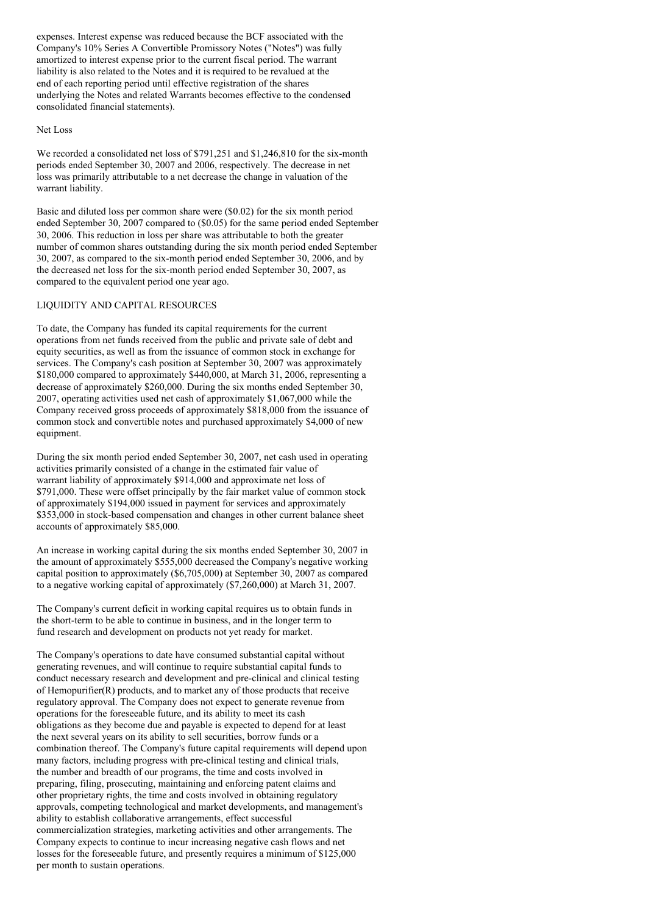expenses. Interest expense was reduced because the BCF associated with the Company's 10% Series A Convertible Promissory Notes ("Notes") was fully amortized to interest expense prior to the current fiscal period. The warrant liability is also related to the Notes and it is required to be revalued at the end of each reporting period until effective registration of the shares underlying the Notes and related Warrants becomes effective to the condensed consolidated financial statements).

Net Loss

We recorded a consolidated net loss of $791,251 and $1,246,810 for the six-month periods ended September 30, 2007 and 2006, respectively. The decrease in net loss was primarily attributable to a net decrease the change in valuation of the warrant liability.

Basic and diluted loss per common share were ($0.02) for the six month period ended September 30, 2007 compared to ($0.05) for the same period ended September 30, 2006. This reduction in loss per share was attributable to both the greater number of common shares outstanding during the six month period ended September 30, 2007, as compared to the six-month period ended September 30, 2006, and by the decreased net loss for the six-month period ended September 30, 2007, as compared to the equivalent period one year ago.

LIQUIDITY AND CAPITAL RESOURCES

To date, the Company has funded its capital requirements for the current operations from net funds received from the public and private sale of debt and equity securities, as well as from the issuance of common stock in exchange for services. The Company's cash position at September 30, 2007 was approximately $180,000 compared to approximately $440,000, at March 31, 2006, representing a decrease of approximately $260,000. During the six months ended September 30, 2007, operating activities used net cash of approximately $1,067,000 while the Company received gross proceeds of approximately $818,000 from the issuance of common stock and convertible notes and purchased approximately $4,000 of new equipment.

During the six month period ended September 30, 2007, net cash used in operating activities primarily consisted of a change in the estimated fair value of warrant liability of approximately $914,000 and approximate net loss of $791,000. These were offset principally by the fair market value of common stock of approximately $194,000 issued in payment for services and approximately $353,000 in stock-based compensation and changes in other current balance sheet accounts of approximately $85,000.

An increase in working capital during the six months ended September 30, 2007 in the amount of approximately $555,000 decreased the Company's negative working capital position to approximately ($6,705,000) at September 30, 2007 as compared to a negative working capital of approximately ($7,260,000) at March 31, 2007.

The Company's current deficit in working capital requires us to obtain funds in the short-term to be able to continue in business, and in the longer term to fund research and development on products not yet ready for market.

The Company's operations to date have consumed substantial capital without generating revenues, and will continue to require substantial capital funds to conduct necessary research and development and pre-clinical and clinical testing of Hemopurifier(R) products, and to market any of those products that receive regulatory approval. The Company does not expect to generate revenue from operations for the foreseeable future, and its ability to meet its cash obligations as they become due and payable is expected to depend for at least the next several years on its ability to sell securities, borrow funds or a combination thereof. The Company's future capital requirements will depend upon many factors, including progress with pre-clinical testing and clinical trials, the number and breadth of our programs, the time and costs involved in preparing, filing, prosecuting, maintaining and enforcing patent claims and other proprietary rights, the time and costs involved in obtaining regulatory approvals, competing technological and market developments, and management's ability to establish collaborative arrangements, effect successful commercialization strategies, marketing activities and other arrangements. The Company expects to continue to incur increasing negative cash flows and net losses for the foreseeable future, and presently requires a minimum of $125,000 per month to sustain operations.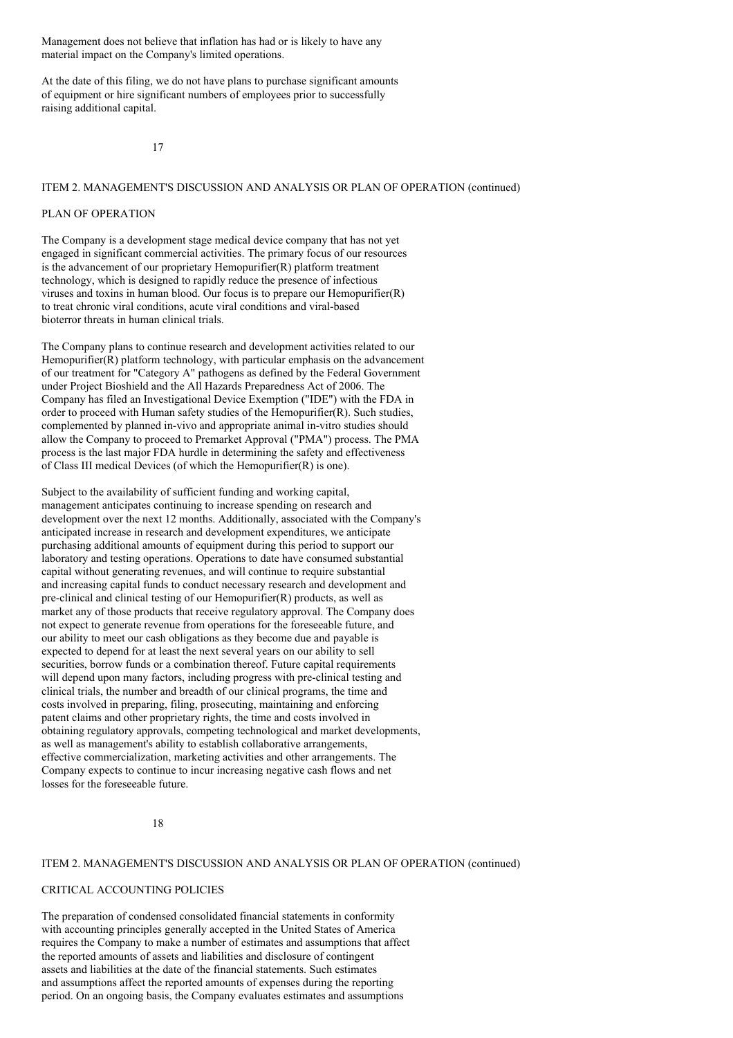Management does not believe that inflation has had or is likely to have any material impact on the Company's limited operations.

At the date of this filing, we do not have plans to purchase significant amounts of equipment or hire significant numbers of employees prior to successfully raising additional capital.

## ITEM 2. MANAGEMENT'S DISCUSSION AND ANALYSIS OR PLAN OF OPERATION (continued)

### PLAN OF OPERATION

The Company is a development stage medical device company that has not yet engaged in significant commercial activities. The primary focus of our resources is the advancement of our proprietary Hemopurifier(R) platform treatment technology, which is designed to rapidly reduce the presence of infectious viruses and toxins in human blood. Our focus is to prepare our Hemopurifier(R) to treat chronic viral conditions, acute viral conditions and viral-based bioterror threats in human clinical trials.

The Company plans to continue research and development activities related to our Hemopurifier(R) platform technology, with particular emphasis on the advancement of our treatment for "Category A" pathogens as defined by the Federal Government under Project Bioshield and the All Hazards Preparedness Act of 2006. The Company has filed an Investigational Device Exemption ("IDE") with the FDA in order to proceed with Human safety studies of the Hemopurifier(R). Such studies, complemented by planned in-vivo and appropriate animal in-vitro studies should allow the Company to proceed to Premarket Approval ("PMA") process. The PMA process is the last major FDA hurdle in determining the safety and effectiveness of Class III medical Devices (of which the Hemopurifier(R) is one).

Subject to the availability of sufficient funding and working capital, management anticipates continuing to increase spending on research and development over the next 12 months. Additionally, associated with the Company's anticipated increase in research and development expenditures, we anticipate purchasing additional amounts of equipment during this period to support our laboratory and testing operations. Operations to date have consumed substantial capital without generating revenues, and will continue to require substantial and increasing capital funds to conduct necessary research and development and pre-clinical and clinical testing of our Hemopurifier(R) products, as well as market any of those products that receive regulatory approval. The Company does not expect to generate revenue from operations for the foreseeable future, and our ability to meet our cash obligations as they become due and payable is expected to depend for at least the next several years on our ability to sell securities, borrow funds or a combination thereof. Future capital requirements will depend upon many factors, including progress with pre-clinical testing and clinical trials, the number and breadth of our clinical programs, the time and costs involved in preparing, filing, prosecuting, maintaining and enforcing patent claims and other proprietary rights, the time and costs involved in obtaining regulatory approvals, competing technological and market developments, as well as management's ability to establish collaborative arrangements, effective commercialization, marketing activities and other arrangements. The Company expects to continue to incur increasing negative cash flows and net losses for the foreseeable future.

## ITEM 2. MANAGEMENT'S DISCUSSION AND ANALYSIS OR PLAN OF OPERATION (continued)

### CRITICAL ACCOUNTING POLICIES

The preparation of condensed consolidated financial statements in conformity with accounting principles generally accepted in the United States of America requires the Company to make a number of estimates and assumptions that affect the reported amounts of assets and liabilities and disclosure of contingent assets and liabilities at the date of the financial statements. Such estimates and assumptions affect the reported amounts of expenses during the reporting period. On an ongoing basis, the Company evaluates estimates and assumptions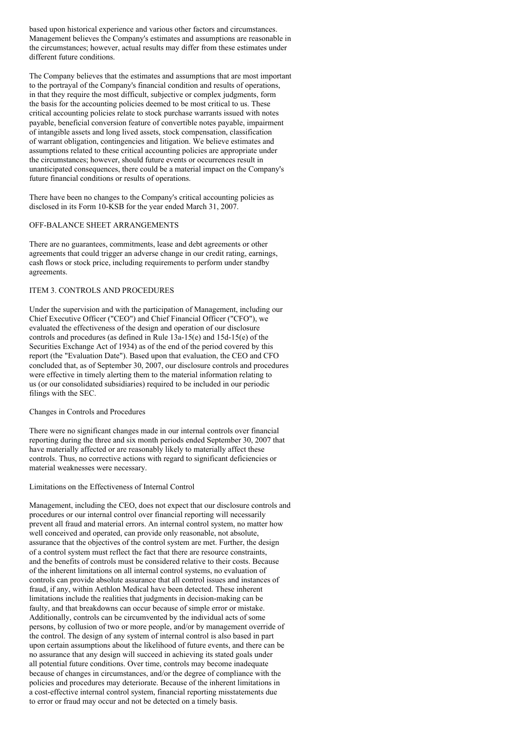based upon historical experience and various other factors and circumstances. Management believes the Company's estimates and assumptions are reasonable in the circumstances; however, actual results may differ from these estimates under different future conditions.

The Company believes that the estimates and assumptions that are most important to the portrayal of the Company's financial condition and results of operations, in that they require the most difficult, subjective or complex judgments, form the basis for the accounting policies deemed to be most critical to us. These critical accounting policies relate to stock purchase warrants issued with notes payable, beneficial conversion feature of convertible notes payable, impairment of intangible assets and long lived assets, stock compensation, classification of warrant obligation, contingencies and litigation. We believe estimates and assumptions related to these critical accounting policies are appropriate under the circumstances; however, should future events or occurrences result in unanticipated consequences, there could be a material impact on the Company's future financial conditions or results of operations.

There have been no changes to the Company's critical accounting policies as disclosed in its Form 10-KSB for the year ended March 31, 2007.

## OFF-BALANCE SHEET ARRANGEMENTS

There are no guarantees, commitments, lease and debt agreements or other agreements that could trigger an adverse change in our credit rating, earnings, cash flows or stock price, including requirements to perform under standby agreements.

## ITEM 3. CONTROLS AND PROCEDURES

Under the supervision and with the participation of Management, including our Chief Executive Officer ("CEO") and Chief Financial Officer ("CFO"), we evaluated the effectiveness of the design and operation of our disclosure controls and procedures (as defined in Rule 13a-15(e) and 15d-15(e) of the Securities Exchange Act of 1934) as of the end of the period covered by this report (the "Evaluation Date"). Based upon that evaluation, the CEO and CFO concluded that, as of September 30, 2007, our disclosure controls and procedures were effective in timely alerting them to the material information relating to us (or our consolidated subsidiaries) required to be included in our periodic filings with the SEC.

### Changes in Controls and Procedures

There were no significant changes made in our internal controls over financial reporting during the three and six month periods ended September 30, 2007 that have materially affected or are reasonably likely to materially affect these controls. Thus, no corrective actions with regard to significant deficiencies or material weaknesses were necessary.

### Limitations on the Effectiveness of Internal Control

Management, including the CEO, does not expect that our disclosure controls and procedures or our internal control over financial reporting will necessarily prevent all fraud and material errors. An internal control system, no matter how well conceived and operated, can provide only reasonable, not absolute, assurance that the objectives of the control system are met. Further, the design of a control system must reflect the fact that there are resource constraints, and the benefits of controls must be considered relative to their costs. Because of the inherent limitations on all internal control systems, no evaluation of controls can provide absolute assurance that all control issues and instances of fraud, if any, within Aethlon Medical have been detected. These inherent limitations include the realities that judgments in decision-making can be faulty, and that breakdowns can occur because of simple error or mistake. Additionally, controls can be circumvented by the individual acts of some persons, by collusion of two or more people, and/or by management override of the control. The design of any system of internal control is also based in part upon certain assumptions about the likelihood of future events, and there can be no assurance that any design will succeed in achieving its stated goals under all potential future conditions. Over time, controls may become inadequate because of changes in circumstances, and/or the degree of compliance with the policies and procedures may deteriorate. Because of the inherent limitations in a cost-effective internal control system, financial reporting misstatements due to error or fraud may occur and not be detected on a timely basis.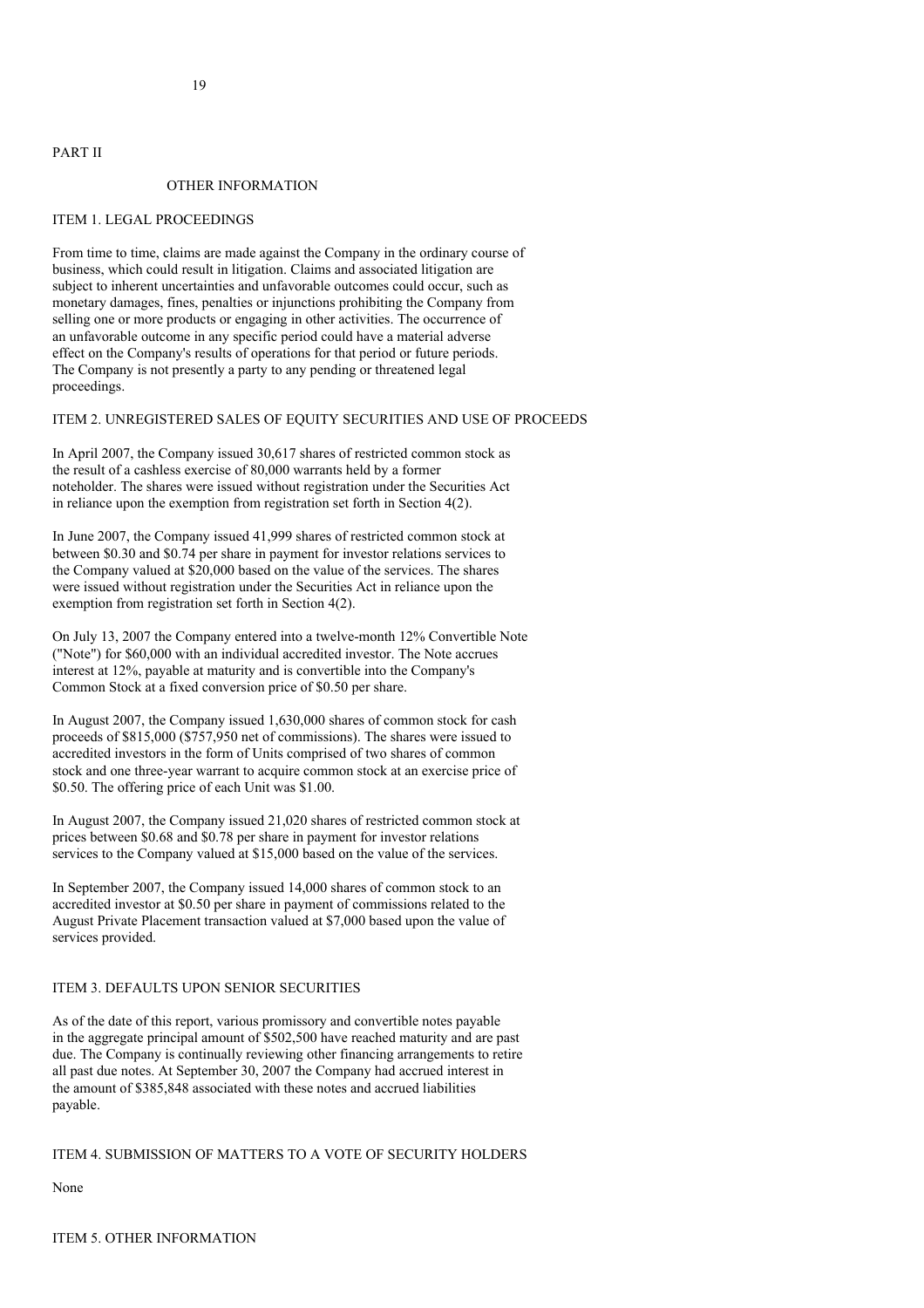# PART II

## OTHER INFORMATION

### ITEM 1. LEGAL PROCEEDINGS

From time to time, claims are made against the Company in the ordinary course of business, which could result in litigation. Claims and associated litigation are subject to inherent uncertainties and unfavorable outcomes could occur, such as monetary damages, fines, penalties or injunctions prohibiting the Company from selling one or more products or engaging in other activities. The occurrence of an unfavorable outcome in any specific period could have a material adverse effect on the Company's results of operations for that period or future periods. The Company is not presently a party to any pending or threatened legal proceedings.

### ITEM 2. UNREGISTERED SALES OF EQUITY SECURITIES AND USE OF PROCEEDS

In April 2007, the Company issued 30,617 shares of restricted common stock as the result of a cashless exercise of 80,000 warrants held by a former noteholder. The shares were issued without registration under the Securities Act in reliance upon the exemption from registration set forth in Section 4(2).

In June 2007, the Company issued 41,999 shares of restricted common stock at between $0.30 and $0.74 per share in payment for investor relations services to the Company valued at $20,000 based on the value of the services. The shares were issued without registration under the Securities Act in reliance upon the exemption from registration set forth in Section 4(2).

On July 13, 2007 the Company entered into a twelve-month 12% Convertible Note ("Note") for $60,000 with an individual accredited investor. The Note accrues interest at 12%, payable at maturity and is convertible into the Company's Common Stock at a fixed conversion price of $0.50 per share.

In August 2007, the Company issued 1,630,000 shares of common stock for cash proceeds of $815,000 ($757,950 net of commissions). The shares were issued to accredited investors in the form of Units comprised of two shares of common stock and one three-year warrant to acquire common stock at an exercise price of $0.50. The offering price of each Unit was $1.00.

In August 2007, the Company issued 21,020 shares of restricted common stock at prices between $0.68 and $0.78 per share in payment for investor relations services to the Company valued at $15,000 based on the value of the services.

In September 2007, the Company issued 14,000 shares of common stock to an accredited investor at $0.50 per share in payment of commissions related to the August Private Placement transaction valued at $7,000 based upon the value of services provided.

### ITEM 3. DEFAULTS UPON SENIOR SECURITIES

As of the date of this report, various promissory and convertible notes payable in the aggregate principal amount of $502,500 have reached maturity and are past due. The Company is continually reviewing other financing arrangements to retire all past due notes. At September 30, 2007 the Company had accrued interest in the amount of $385,848 associated with these notes and accrued liabilities payable.

### ITEM 4. SUBMISSION OF MATTERS TO A VOTE OF SECURITY HOLDERS

None

### ITEM 5. OTHER INFORMATION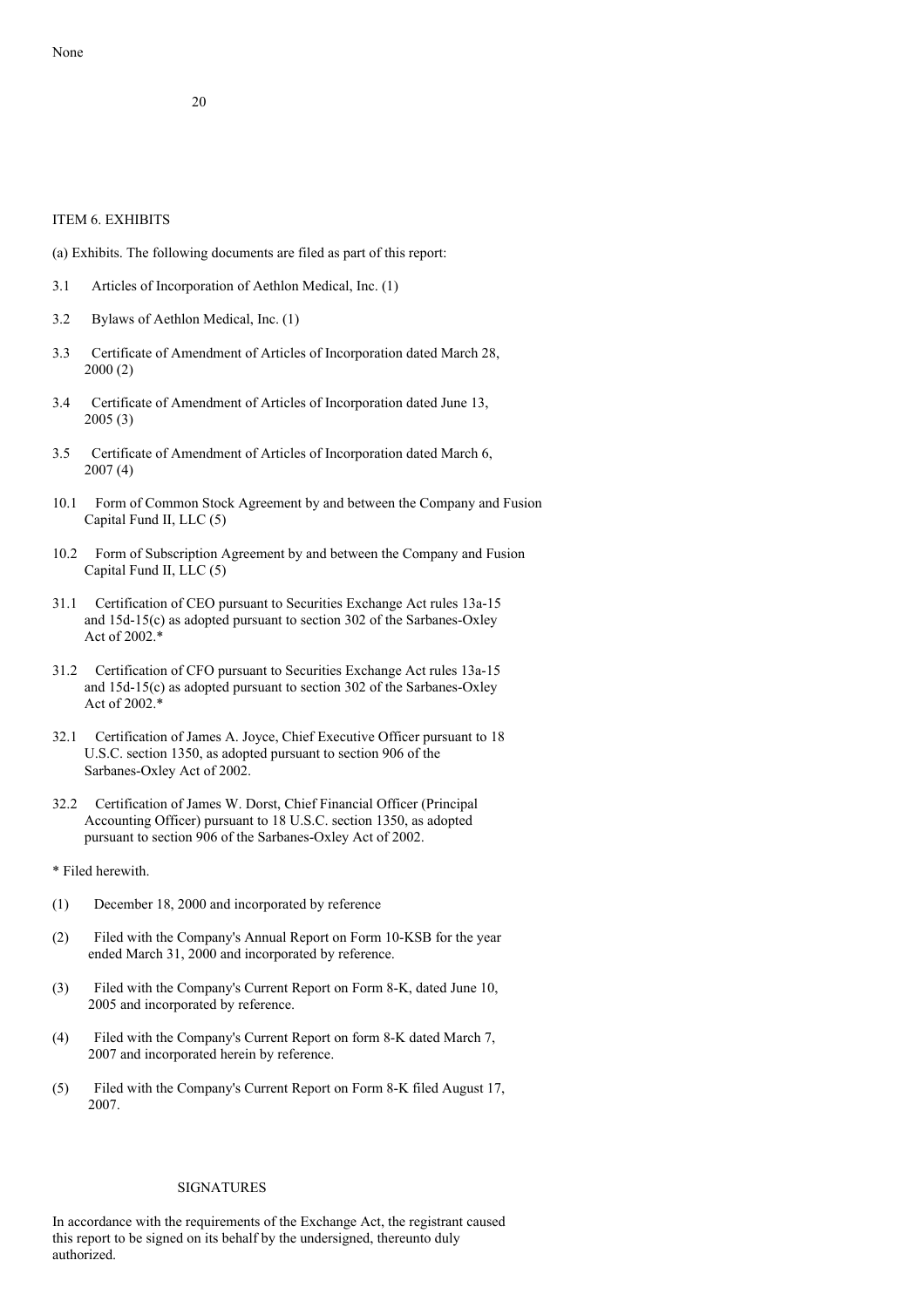None

## ITEM 6. EXHIBITS

(a) Exhibits. The following documents are filed as part of this report:

3.1 Articles of Incorporation of Aethlon Medical, Inc. (1)

3.2 Bylaws of Aethlon Medical, Inc. (1)

3.3 Certificate of Amendment of Articles of Incorporation dated March 28, 2000 (2)

3.4 Certificate of Amendment of Articles of Incorporation dated June 13, 2005 (3)

3.5 Certificate of Amendment of Articles of Incorporation dated March 6, 2007 (4)

10.1 Form of Common Stock Agreement by and between the Company and Fusion Capital Fund II, LLC (5)

10.2 Form of Subscription Agreement by and between the Company and Fusion Capital Fund II, LLC (5)

31.1 Certification of CEO pursuant to Securities Exchange Act rules 13a-15 and 15d-15(c) as adopted pursuant to section 302 of the Sarbanes-Oxley Act of 2002.*

31.2 Certification of CFO pursuant to Securities Exchange Act rules 13a-15 and 15d-15(c) as adopted pursuant to section 302 of the Sarbanes-Oxley Act of 2002.*

32.1 Certification of James A. Joyce, Chief Executive Officer pursuant to 18 U.S.C. section 1350, as adopted pursuant to section 906 of the Sarbanes-Oxley Act of 2002.

32.2 Certification of James W. Dorst, Chief Financial Officer (Principal Accounting Officer) pursuant to 18 U.S.C. section 1350, as adopted pursuant to section 906 of the Sarbanes-Oxley Act of 2002.

* Filed herewith.

(1) December 18, 2000 and incorporated by reference

(2) Filed with the Company's Annual Report on Form 10-KSB for the year ended March 31, 2000 and incorporated by reference.

(3) Filed with the Company's Current Report on Form 8-K, dated June 10, 2005 and incorporated by reference.

(4) Filed with the Company's Current Report on form 8-K dated March 7, 2007 and incorporated herein by reference.

(5) Filed with the Company's Current Report on Form 8-K filed August 17, 2007.

## SIGNATURES

In accordance with the requirements of the Exchange Act, the registrant caused this report to be signed on its behalf by the undersigned, thereunto duly authorized.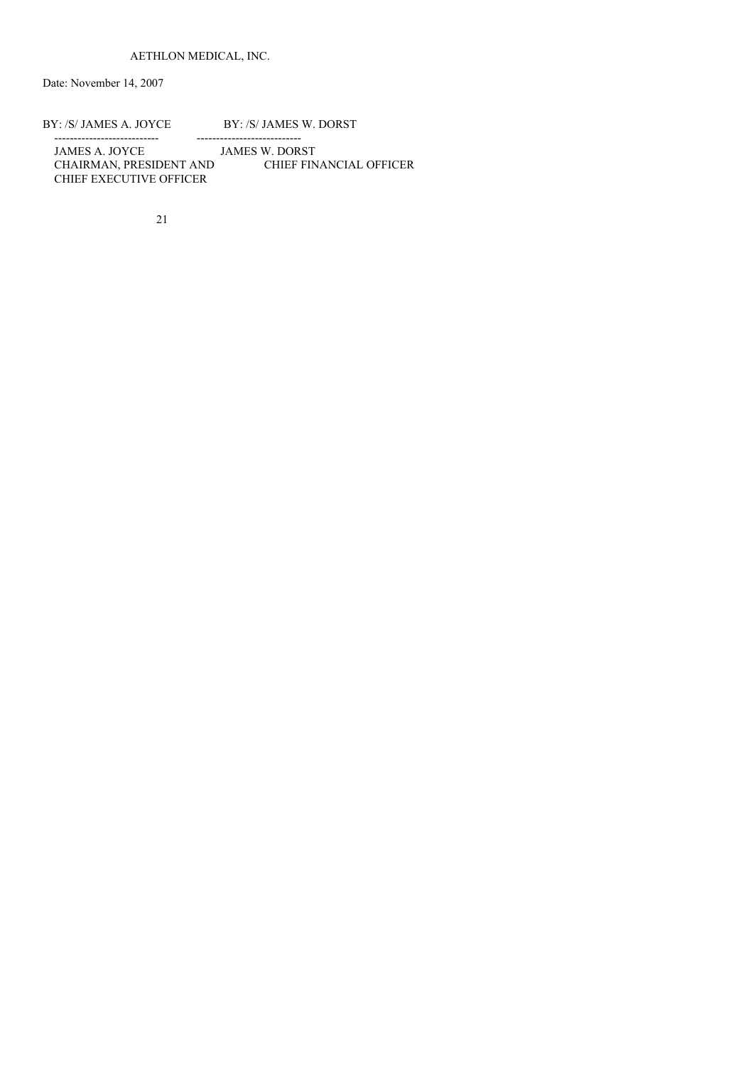AETHLON MEDICAL, INC.

Date: November 14, 2007

| BY: /S/ JAMES A. JOYCE | BY: /S/ JAMES W. DORST |
|---|---|
| JAMES A. JOYCE | JAMES W. DORST |
| CHAIRMAN, PRESIDENT AND CHIEF EXECUTIVE OFFICER | CHIEF FINANCIAL OFFICER |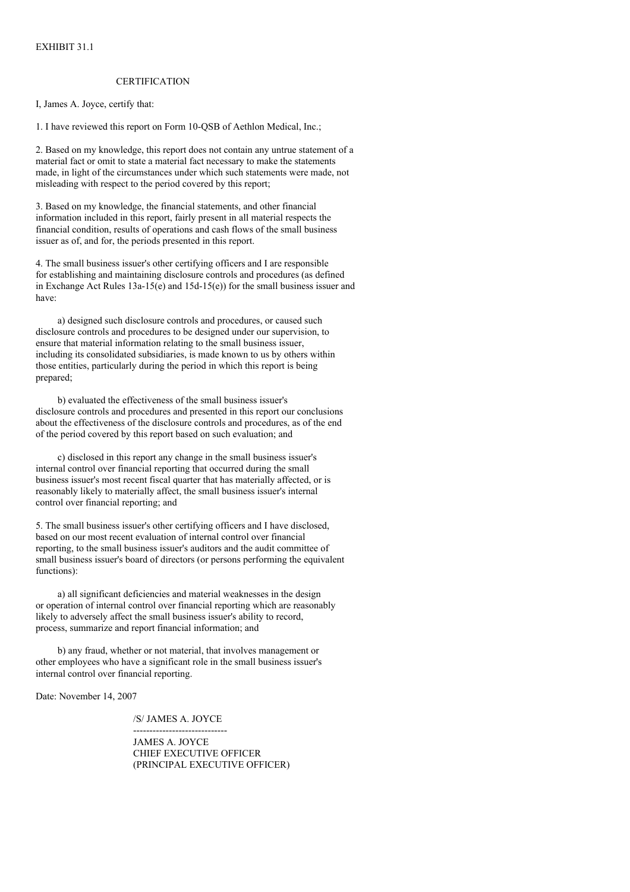EXHIBIT 31.1

# CERTIFICATION

I, James A. Joyce, certify that:

1. I have reviewed this report on Form 10-QSB of Aethlon Medical, Inc.;

2. Based on my knowledge, this report does not contain any untrue statement of a material fact or omit to state a material fact necessary to make the statements made, in light of the circumstances under which such statements were made, not misleading with respect to the period covered by this report;

3. Based on my knowledge, the financial statements, and other financial information included in this report, fairly present in all material respects the financial condition, results of operations and cash flows of the small business issuer as of, and for, the periods presented in this report.

4. The small business issuer's other certifying officers and I are responsible for establishing and maintaining disclosure controls and procedures (as defined in Exchange Act Rules 13a-15(e) and 15d-15(e)) for the small business issuer and have:

a) designed such disclosure controls and procedures, or caused such disclosure controls and procedures to be designed under our supervision, to ensure that material information relating to the small business issuer, including its consolidated subsidiaries, is made known to us by others within those entities, particularly during the period in which this report is being prepared;

b) evaluated the effectiveness of the small business issuer's disclosure controls and procedures and presented in this report our conclusions about the effectiveness of the disclosure controls and procedures, as of the end of the period covered by this report based on such evaluation; and

c) disclosed in this report any change in the small business issuer's internal control over financial reporting that occurred during the small business issuer's most recent fiscal quarter that has materially affected, or is reasonably likely to materially affect, the small business issuer's internal control over financial reporting; and

5. The small business issuer's other certifying officers and I have disclosed, based on our most recent evaluation of internal control over financial reporting, to the small business issuer's auditors and the audit committee of small business issuer's board of directors (or persons performing the equivalent functions):

a) all significant deficiencies and material weaknesses in the design or operation of internal control over financial reporting which are reasonably likely to adversely affect the small business issuer's ability to record, process, summarize and report financial information; and

b) any fraud, whether or not material, that involves management or other employees who have a significant role in the small business issuer's internal control over financial reporting.

Date: November 14, 2007

/S/ JAMES A. JOYCE

-----------------------------

JAMES A. JOYCE
CHIEF EXECUTIVE OFFICER
(PRINCIPAL EXECUTIVE OFFICER)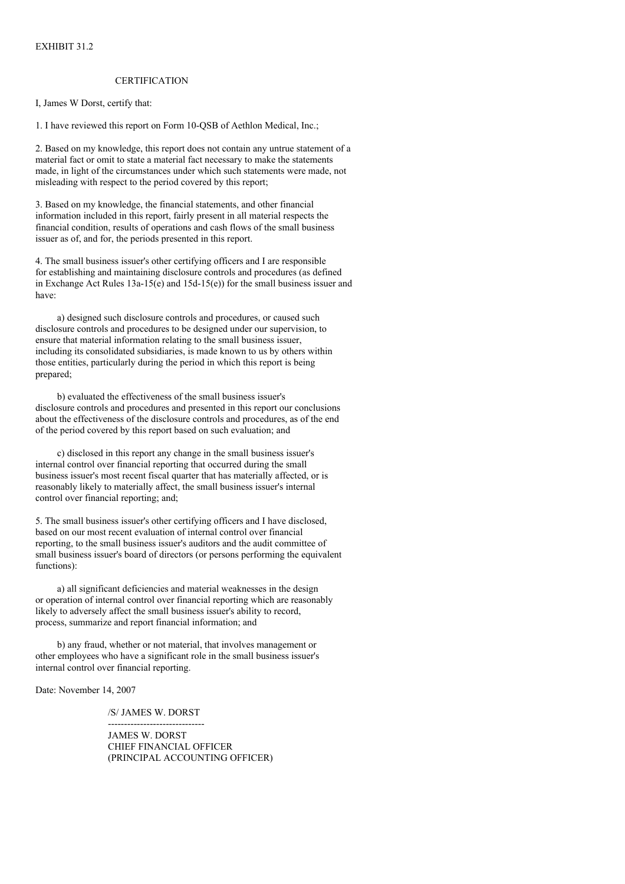EXHIBIT 31.2

# CERTIFICATION

I, James W Dorst, certify that:

1. I have reviewed this report on Form 10-QSB of Aethlon Medical, Inc.;

2. Based on my knowledge, this report does not contain any untrue statement of a material fact or omit to state a material fact necessary to make the statements made, in light of the circumstances under which such statements were made, not misleading with respect to the period covered by this report;

3. Based on my knowledge, the financial statements, and other financial information included in this report, fairly present in all material respects the financial condition, results of operations and cash flows of the small business issuer as of, and for, the periods presented in this report.

4. The small business issuer's other certifying officers and I are responsible for establishing and maintaining disclosure controls and procedures (as defined in Exchange Act Rules 13a-15(e) and 15d-15(e)) for the small business issuer and have:

a) designed such disclosure controls and procedures, or caused such disclosure controls and procedures to be designed under our supervision, to ensure that material information relating to the small business issuer, including its consolidated subsidiaries, is made known to us by others within those entities, particularly during the period in which this report is being prepared;

b) evaluated the effectiveness of the small business issuer's disclosure controls and procedures and presented in this report our conclusions about the effectiveness of the disclosure controls and procedures, as of the end of the period covered by this report based on such evaluation; and

c) disclosed in this report any change in the small business issuer's internal control over financial reporting that occurred during the small business issuer's most recent fiscal quarter that has materially affected, or is reasonably likely to materially affect, the small business issuer's internal control over financial reporting; and;

5. The small business issuer's other certifying officers and I have disclosed, based on our most recent evaluation of internal control over financial reporting, to the small business issuer's auditors and the audit committee of small business issuer's board of directors (or persons performing the equivalent functions):

a) all significant deficiencies and material weaknesses in the design or operation of internal control over financial reporting which are reasonably likely to adversely affect the small business issuer's ability to record, process, summarize and report financial information; and

b) any fraud, whether or not material, that involves management or other employees who have a significant role in the small business issuer's internal control over financial reporting.

Date: November 14, 2007

/S/ JAMES W. DORST

------------------------------

JAMES W. DORST
CHIEF FINANCIAL OFFICER
(PRINCIPAL ACCOUNTING OFFICER)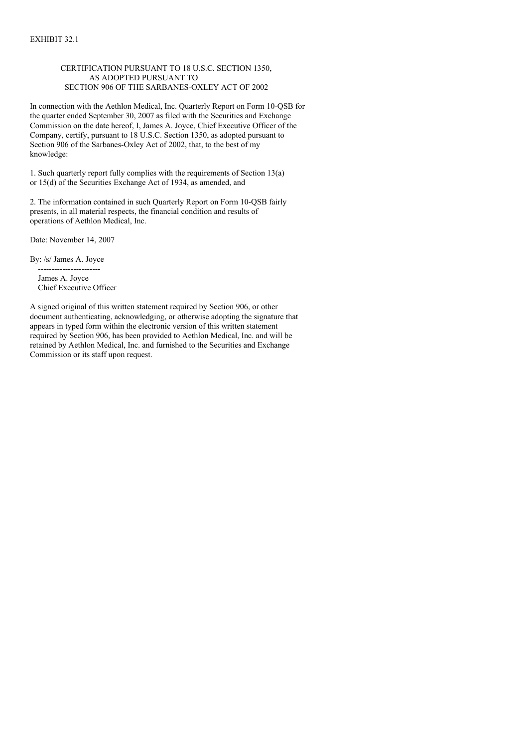EXHIBIT 32.1

CERTIFICATION PURSUANT TO 18 U.S.C. SECTION 1350,
AS ADOPTED PURSUANT TO
SECTION 906 OF THE SARBANES-OXLEY ACT OF 2002

In connection with the Aethlon Medical, Inc. Quarterly Report on Form 10-QSB for the quarter ended September 30, 2007 as filed with the Securities and Exchange Commission on the date hereof, I, James A. Joyce, Chief Executive Officer of the Company, certify, pursuant to 18 U.S.C. Section 1350, as adopted pursuant to Section 906 of the Sarbanes-Oxley Act of 2002, that, to the best of my knowledge:

1. Such quarterly report fully complies with the requirements of Section 13(a) or 15(d) of the Securities Exchange Act of 1934, as amended, and

2. The information contained in such Quarterly Report on Form 10-QSB fairly presents, in all material respects, the financial condition and results of operations of Aethlon Medical, Inc.

Date: November 14, 2007

By: /s/ James A. Joyce
-----------------------
James A. Joyce
Chief Executive Officer

A signed original of this written statement required by Section 906, or other document authenticating, acknowledging, or otherwise adopting the signature that appears in typed form within the electronic version of this written statement required by Section 906, has been provided to Aethlon Medical, Inc. and will be retained by Aethlon Medical, Inc. and furnished to the Securities and Exchange Commission or its staff upon request.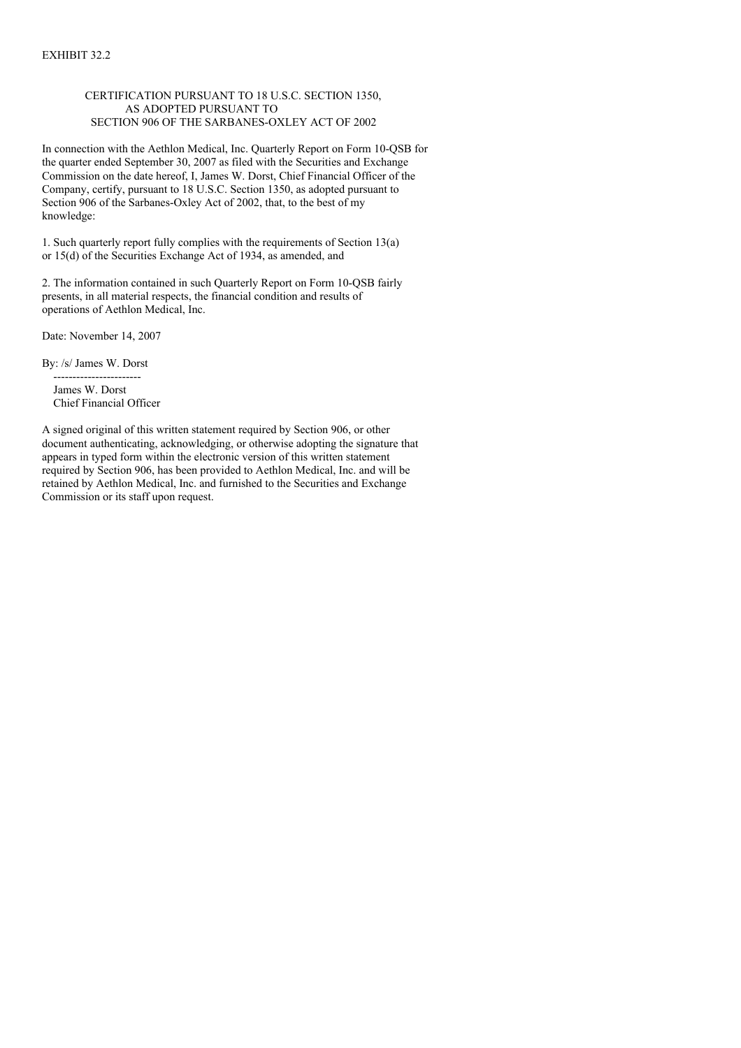EXHIBIT 32.2

CERTIFICATION PURSUANT TO 18 U.S.C. SECTION 1350,
AS ADOPTED PURSUANT TO
SECTION 906 OF THE SARBANES-OXLEY ACT OF 2002

In connection with the Aethlon Medical, Inc. Quarterly Report on Form 10-QSB for the quarter ended September 30, 2007 as filed with the Securities and Exchange Commission on the date hereof, I, James W. Dorst, Chief Financial Officer of the Company, certify, pursuant to 18 U.S.C. Section 1350, as adopted pursuant to Section 906 of the Sarbanes-Oxley Act of 2002, that, to the best of my knowledge:

1. Such quarterly report fully complies with the requirements of Section 13(a) or 15(d) of the Securities Exchange Act of 1934, as amended, and

2. The information contained in such Quarterly Report on Form 10-QSB fairly presents, in all material respects, the financial condition and results of operations of Aethlon Medical, Inc.

Date: November 14, 2007

By: /s/ James W. Dorst
-----------------------
James W. Dorst
Chief Financial Officer

A signed original of this written statement required by Section 906, or other document authenticating, acknowledging, or otherwise adopting the signature that appears in typed form within the electronic version of this written statement required by Section 906, has been provided to Aethlon Medical, Inc. and will be retained by Aethlon Medical, Inc. and furnished to the Securities and Exchange Commission or its staff upon request.